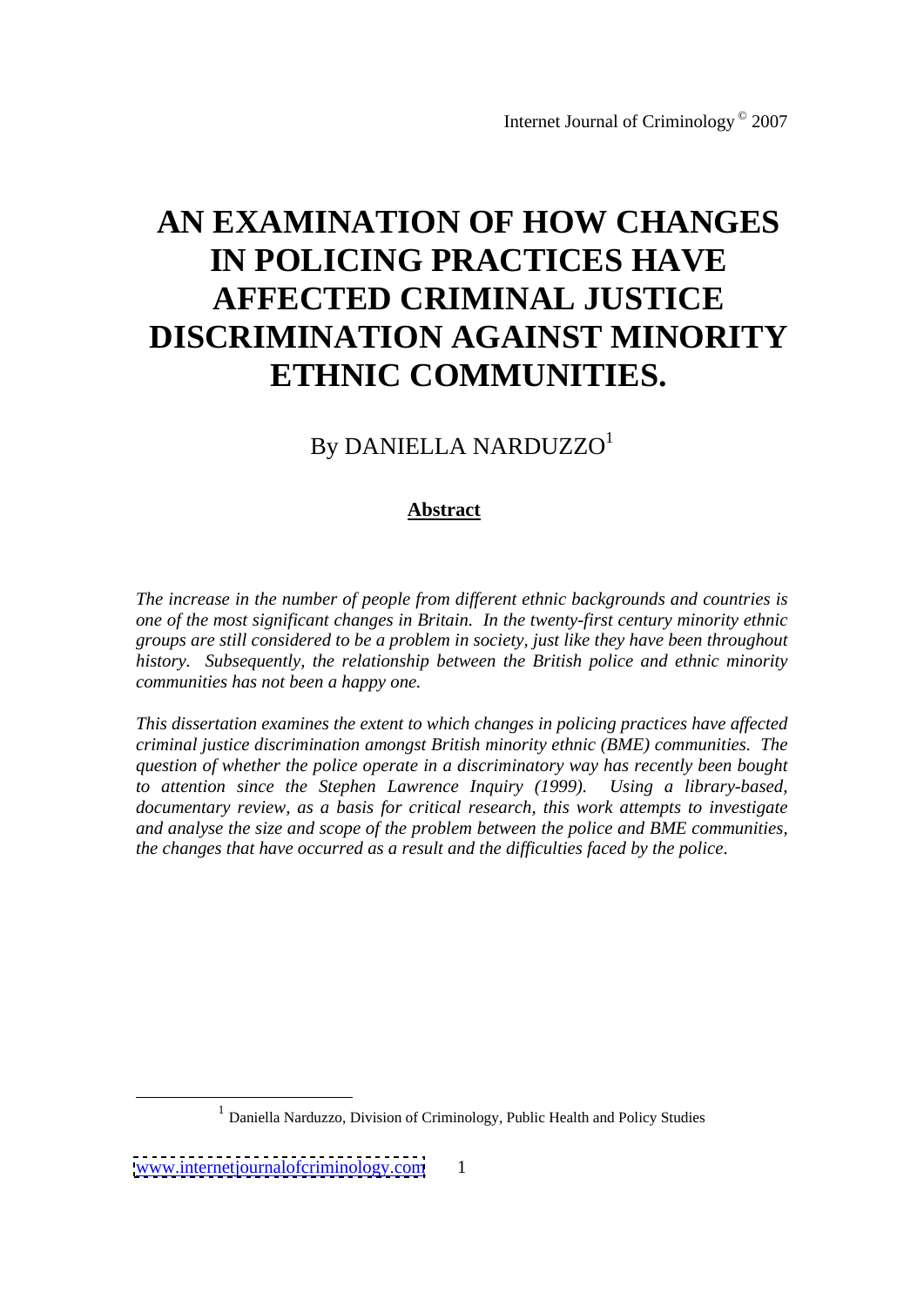# AN EXAMINATION OF HOW CHANGES IN POLICING PRACTICES HAVE AFFECTED CRIMINAL JUSTICE DISCRIMINATION AGAINST MINORITY ETHNIC COMMUNITIES.

By DANIELLA NARDUZZO[1]

## Abstract

*The increase in the number of people from different ethnic backgrounds and countries is one of the most significant changes in Britain. In the twenty-first century minority ethnic groups are still considered to be a problem in society, just like they have been throughout history. Subsequently, the relationship between the British police and ethnic minority communities has not been a happy one.*

*This dissertation examines the extent to which changes in policing practices have affected criminal justice discrimination amongst British minority ethnic (BME) communities. The question of whether the police operate in a discriminatory way has recently been bought to attention since the Stephen Lawrence Inquiry (1999). Using a library-based, documentary review, as a basis for critical research, this work attempts to investigate and analyse the size and scope of the problem between the police and BME communities, the changes that have occurred as a result and the difficulties faced by the police.*

---

[1] Daniella Narduzzo, Division of Criminology, Public Health and Policy Studies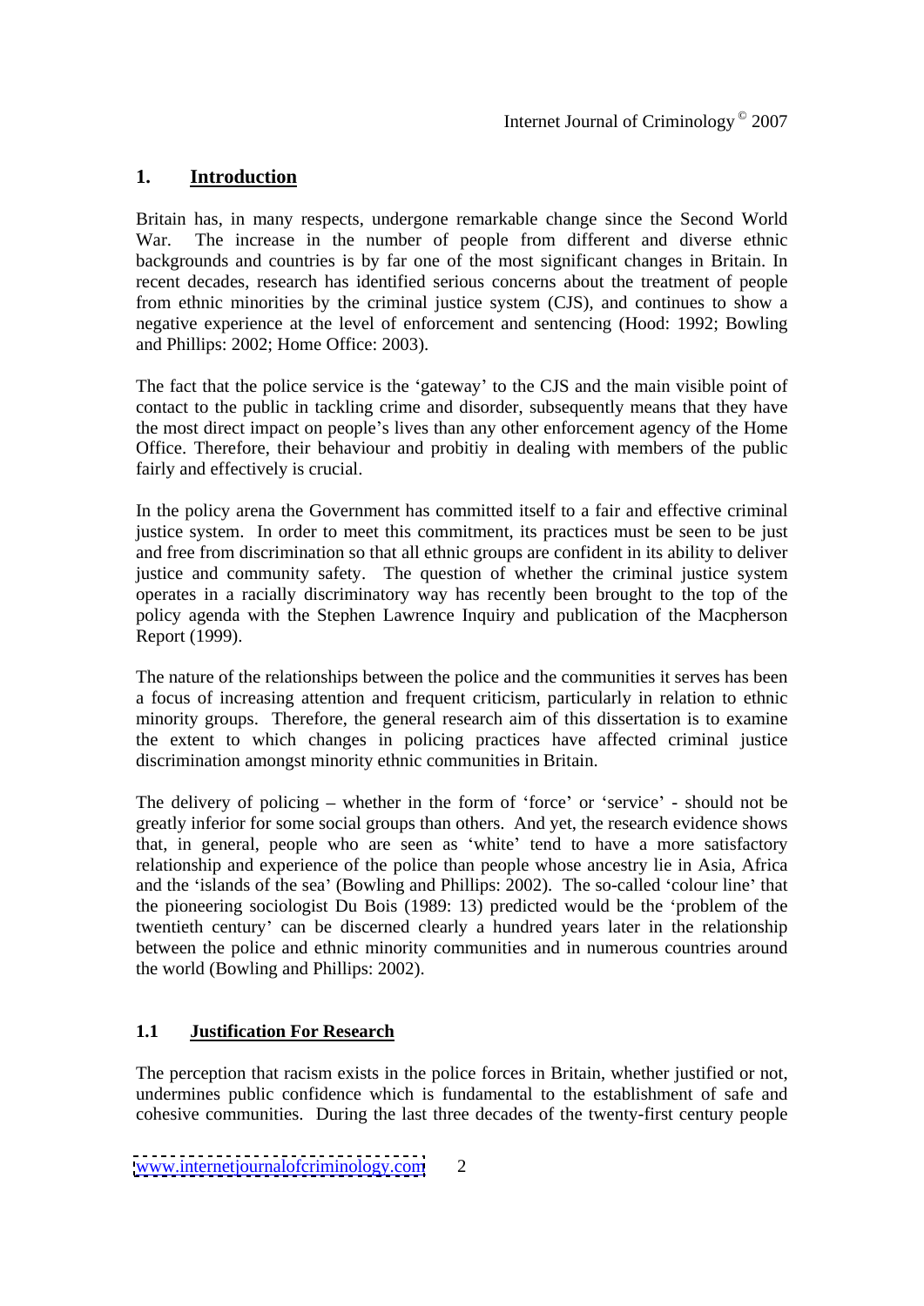## 1. Introduction

Britain has, in many respects, undergone remarkable change since the Second World War. The increase in the number of people from different and diverse ethnic backgrounds and countries is by far one of the most significant changes in Britain. In recent decades, research has identified serious concerns about the treatment of people from ethnic minorities by the criminal justice system (CJS), and continues to show a negative experience at the level of enforcement and sentencing (Hood: 1992; Bowling and Phillips: 2002; Home Office: 2003).

The fact that the police service is the 'gateway' to the CJS and the main visible point of contact to the public in tackling crime and disorder, subsequently means that they have the most direct impact on people's lives than any other enforcement agency of the Home Office. Therefore, their behaviour and probitiy in dealing with members of the public fairly and effectively is crucial.

In the policy arena the Government has committed itself to a fair and effective criminal justice system. In order to meet this commitment, its practices must be seen to be just and free from discrimination so that all ethnic groups are confident in its ability to deliver justice and community safety. The question of whether the criminal justice system operates in a racially discriminatory way has recently been brought to the top of the policy agenda with the Stephen Lawrence Inquiry and publication of the Macpherson Report (1999).

The nature of the relationships between the police and the communities it serves has been a focus of increasing attention and frequent criticism, particularly in relation to ethnic minority groups. Therefore, the general research aim of this dissertation is to examine the extent to which changes in policing practices have affected criminal justice discrimination amongst minority ethnic communities in Britain.

The delivery of policing – whether in the form of 'force' or 'service' - should not be greatly inferior for some social groups than others. And yet, the research evidence shows that, in general, people who are seen as 'white' tend to have a more satisfactory relationship and experience of the police than people whose ancestry lie in Asia, Africa and the 'islands of the sea' (Bowling and Phillips: 2002). The so-called 'colour line' that the pioneering sociologist Du Bois (1989: 13) predicted would be the 'problem of the twentieth century' can be discerned clearly a hundred years later in the relationship between the police and ethnic minority communities and in numerous countries around the world (Bowling and Phillips: 2002).

### 1.1 Justification For Research

The perception that racism exists in the police forces in Britain, whether justified or not, undermines public confidence which is fundamental to the establishment of safe and cohesive communities. During the last three decades of the twenty-first century people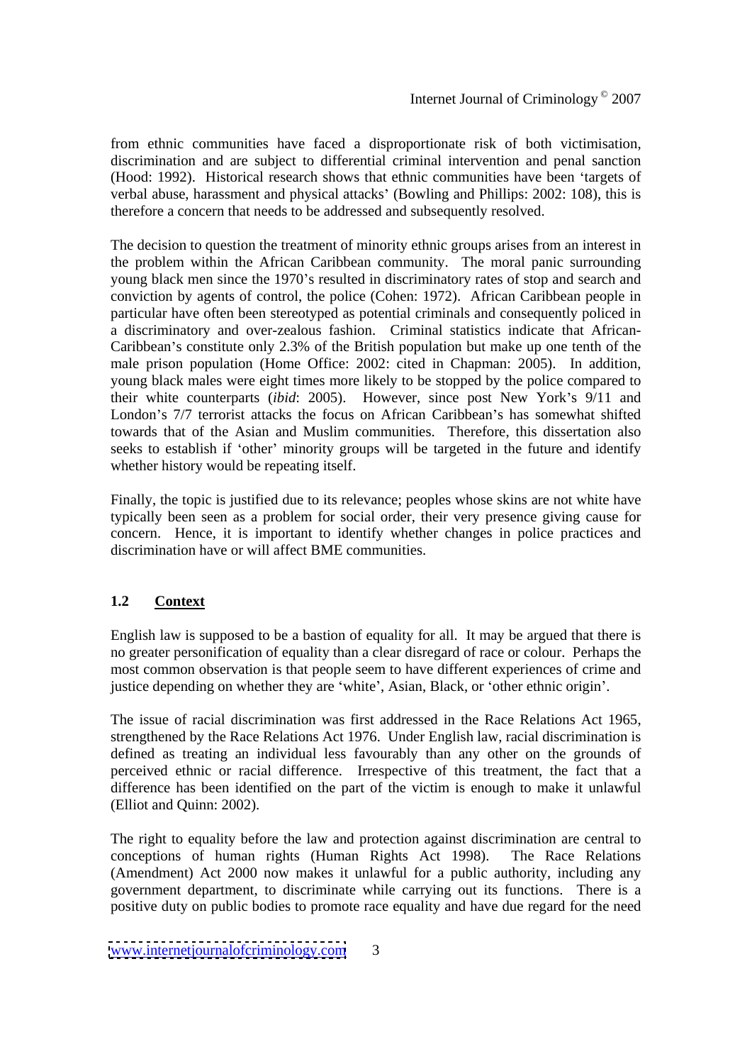from ethnic communities have faced a disproportionate risk of both victimisation, discrimination and are subject to differential criminal intervention and penal sanction (Hood: 1992). Historical research shows that ethnic communities have been 'targets of verbal abuse, harassment and physical attacks' (Bowling and Phillips: 2002: 108), this is therefore a concern that needs to be addressed and subsequently resolved.

The decision to question the treatment of minority ethnic groups arises from an interest in the problem within the African Caribbean community. The moral panic surrounding young black men since the 1970's resulted in discriminatory rates of stop and search and conviction by agents of control, the police (Cohen: 1972). African Caribbean people in particular have often been stereotyped as potential criminals and consequently policed in a discriminatory and over-zealous fashion. Criminal statistics indicate that African-Caribbean's constitute only 2.3% of the British population but make up one tenth of the male prison population (Home Office: 2002: cited in Chapman: 2005). In addition, young black males were eight times more likely to be stopped by the police compared to their white counterparts (*ibid*: 2005). However, since post New York's 9/11 and London's 7/7 terrorist attacks the focus on African Caribbean's has somewhat shifted towards that of the Asian and Muslim communities. Therefore, this dissertation also seeks to establish if 'other' minority groups will be targeted in the future and identify whether history would be repeating itself.

Finally, the topic is justified due to its relevance; peoples whose skins are not white have typically been seen as a problem for social order, their very presence giving cause for concern. Hence, it is important to identify whether changes in police practices and discrimination have or will affect BME communities.

## 1.2 Context

English law is supposed to be a bastion of equality for all. It may be argued that there is no greater personification of equality than a clear disregard of race or colour. Perhaps the most common observation is that people seem to have different experiences of crime and justice depending on whether they are 'white', Asian, Black, or 'other ethnic origin'.

The issue of racial discrimination was first addressed in the Race Relations Act 1965, strengthened by the Race Relations Act 1976. Under English law, racial discrimination is defined as treating an individual less favourably than any other on the grounds of perceived ethnic or racial difference. Irrespective of this treatment, the fact that a difference has been identified on the part of the victim is enough to make it unlawful (Elliot and Quinn: 2002).

The right to equality before the law and protection against discrimination are central to conceptions of human rights (Human Rights Act 1998). The Race Relations (Amendment) Act 2000 now makes it unlawful for a public authority, including any government department, to discriminate while carrying out its functions. There is a positive duty on public bodies to promote race equality and have due regard for the need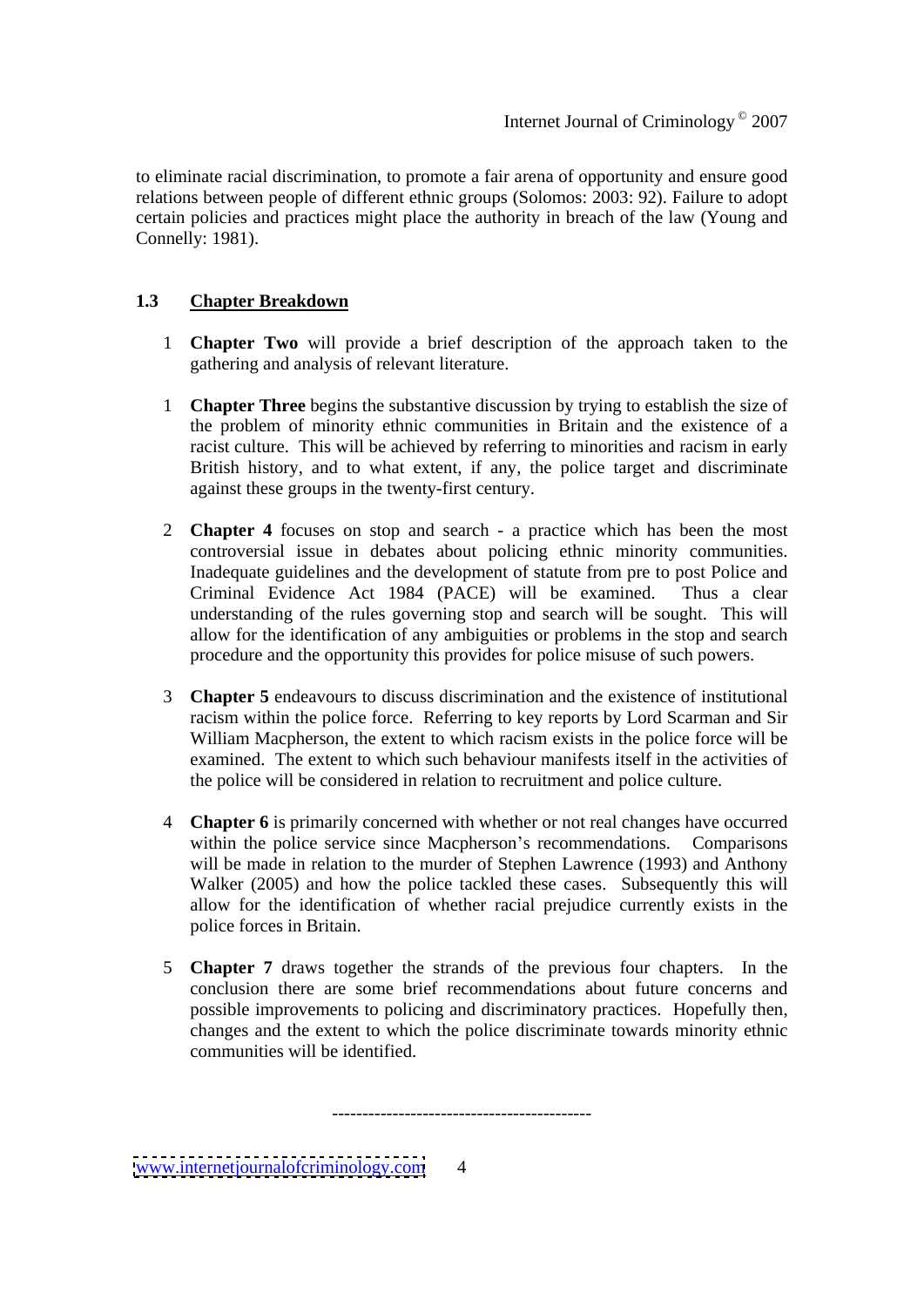to eliminate racial discrimination, to promote a fair arena of opportunity and ensure good relations between people of different ethnic groups (Solomos: 2003: 92). Failure to adopt certain policies and practices might place the authority in breach of the law (Young and Connelly: 1981).

## 1.3 Chapter Breakdown

1 **Chapter Two** will provide a brief description of the approach taken to the gathering and analysis of relevant literature.

1 **Chapter Three** begins the substantive discussion by trying to establish the size of the problem of minority ethnic communities in Britain and the existence of a racist culture. This will be achieved by referring to minorities and racism in early British history, and to what extent, if any, the police target and discriminate against these groups in the twenty-first century.

2 **Chapter 4** focuses on stop and search - a practice which has been the most controversial issue in debates about policing ethnic minority communities. Inadequate guidelines and the development of statute from pre to post Police and Criminal Evidence Act 1984 (PACE) will be examined. Thus a clear understanding of the rules governing stop and search will be sought. This will allow for the identification of any ambiguities or problems in the stop and search procedure and the opportunity this provides for police misuse of such powers.

3 **Chapter 5** endeavours to discuss discrimination and the existence of institutional racism within the police force. Referring to key reports by Lord Scarman and Sir William Macpherson, the extent to which racism exists in the police force will be examined. The extent to which such behaviour manifests itself in the activities of the police will be considered in relation to recruitment and police culture.

4 **Chapter 6** is primarily concerned with whether or not real changes have occurred within the police service since Macpherson's recommendations. Comparisons will be made in relation to the murder of Stephen Lawrence (1993) and Anthony Walker (2005) and how the police tackled these cases. Subsequently this will allow for the identification of whether racial prejudice currently exists in the police forces in Britain.

5 **Chapter 7** draws together the strands of the previous four chapters. In the conclusion there are some brief recommendations about future concerns and possible improvements to policing and discriminatory practices. Hopefully then, changes and the extent to which the police discriminate towards minority ethnic communities will be identified.

------------------------------------------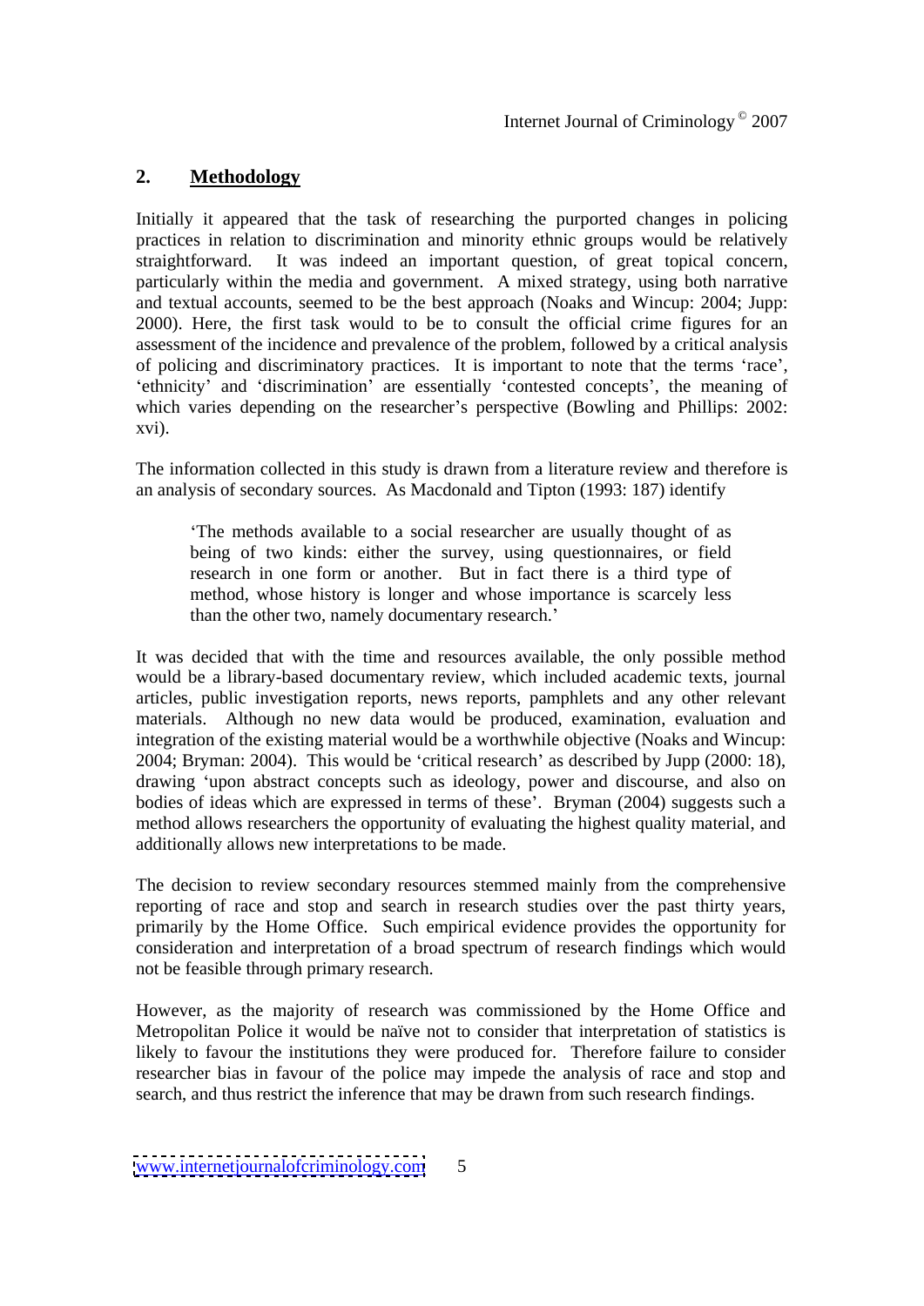## 2. Methodology

Initially it appeared that the task of researching the purported changes in policing practices in relation to discrimination and minority ethnic groups would be relatively straightforward. It was indeed an important question, of great topical concern, particularly within the media and government. A mixed strategy, using both narrative and textual accounts, seemed to be the best approach (Noaks and Wincup: 2004; Jupp: 2000). Here, the first task would to be to consult the official crime figures for an assessment of the incidence and prevalence of the problem, followed by a critical analysis of policing and discriminatory practices. It is important to note that the terms 'race', 'ethnicity' and 'discrimination' are essentially 'contested concepts', the meaning of which varies depending on the researcher's perspective (Bowling and Phillips: 2002: xvi).

The information collected in this study is drawn from a literature review and therefore is an analysis of secondary sources. As Macdonald and Tipton (1993: 187) identify

> 'The methods available to a social researcher are usually thought of as being of two kinds: either the survey, using questionnaires, or field research in one form or another. But in fact there is a third type of method, whose history is longer and whose importance is scarcely less than the other two, namely documentary research.'

It was decided that with the time and resources available, the only possible method would be a library-based documentary review, which included academic texts, journal articles, public investigation reports, news reports, pamphlets and any other relevant materials. Although no new data would be produced, examination, evaluation and integration of the existing material would be a worthwhile objective (Noaks and Wincup: 2004; Bryman: 2004). This would be 'critical research' as described by Jupp (2000: 18), drawing 'upon abstract concepts such as ideology, power and discourse, and also on bodies of ideas which are expressed in terms of these'. Bryman (2004) suggests such a method allows researchers the opportunity of evaluating the highest quality material, and additionally allows new interpretations to be made.

The decision to review secondary resources stemmed mainly from the comprehensive reporting of race and stop and search in research studies over the past thirty years, primarily by the Home Office. Such empirical evidence provides the opportunity for consideration and interpretation of a broad spectrum of research findings which would not be feasible through primary research.

However, as the majority of research was commissioned by the Home Office and Metropolitan Police it would be naïve not to consider that interpretation of statistics is likely to favour the institutions they were produced for. Therefore failure to consider researcher bias in favour of the police may impede the analysis of race and stop and search, and thus restrict the inference that may be drawn from such research findings.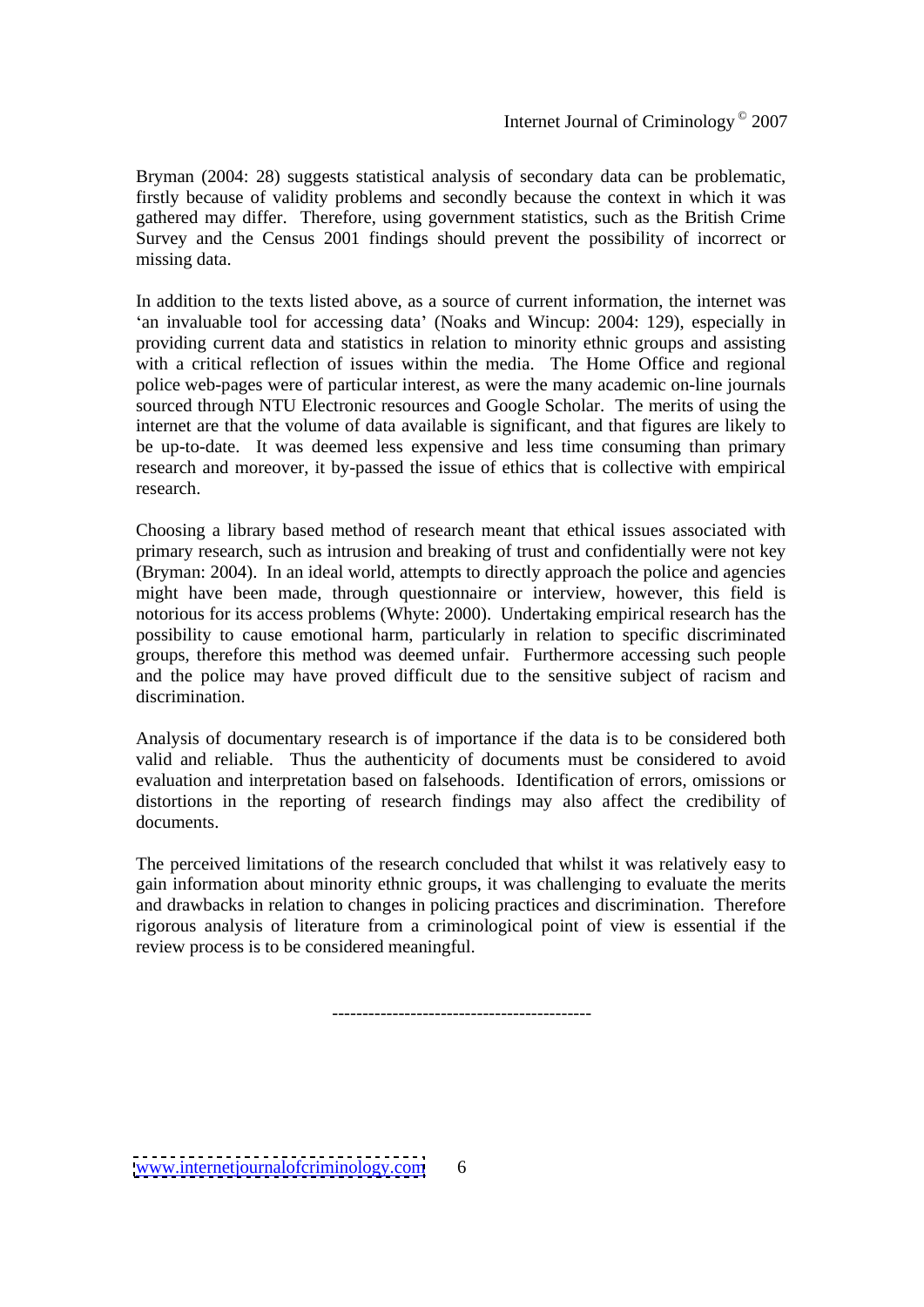Bryman (2004: 28) suggests statistical analysis of secondary data can be problematic, firstly because of validity problems and secondly because the context in which it was gathered may differ. Therefore, using government statistics, such as the British Crime Survey and the Census 2001 findings should prevent the possibility of incorrect or missing data.

In addition to the texts listed above, as a source of current information, the internet was 'an invaluable tool for accessing data' (Noaks and Wincup: 2004: 129), especially in providing current data and statistics in relation to minority ethnic groups and assisting with a critical reflection of issues within the media. The Home Office and regional police web-pages were of particular interest, as were the many academic on-line journals sourced through NTU Electronic resources and Google Scholar. The merits of using the internet are that the volume of data available is significant, and that figures are likely to be up-to-date. It was deemed less expensive and less time consuming than primary research and moreover, it by-passed the issue of ethics that is collective with empirical research.

Choosing a library based method of research meant that ethical issues associated with primary research, such as intrusion and breaking of trust and confidentially were not key (Bryman: 2004). In an ideal world, attempts to directly approach the police and agencies might have been made, through questionnaire or interview, however, this field is notorious for its access problems (Whyte: 2000). Undertaking empirical research has the possibility to cause emotional harm, particularly in relation to specific discriminated groups, therefore this method was deemed unfair. Furthermore accessing such people and the police may have proved difficult due to the sensitive subject of racism and discrimination.

Analysis of documentary research is of importance if the data is to be considered both valid and reliable. Thus the authenticity of documents must be considered to avoid evaluation and interpretation based on falsehoods. Identification of errors, omissions or distortions in the reporting of research findings may also affect the credibility of documents.

The perceived limitations of the research concluded that whilst it was relatively easy to gain information about minority ethnic groups, it was challenging to evaluate the merits and drawbacks in relation to changes in policing practices and discrimination. Therefore rigorous analysis of literature from a criminological point of view is essential if the review process is to be considered meaningful.

------------------------------------------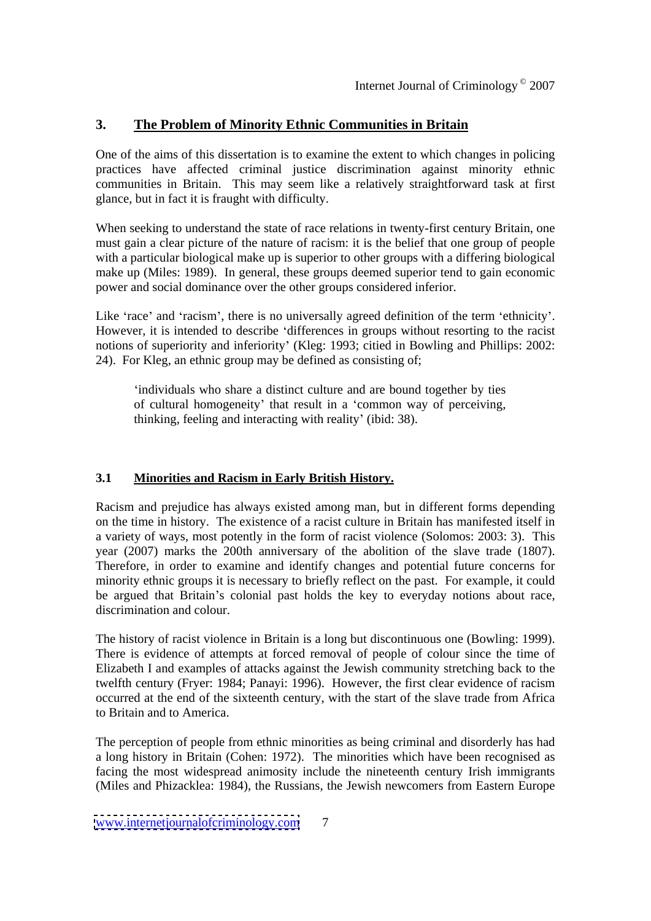## 3. The Problem of Minority Ethnic Communities in Britain

One of the aims of this dissertation is to examine the extent to which changes in policing practices have affected criminal justice discrimination against minority ethnic communities in Britain. This may seem like a relatively straightforward task at first glance, but in fact it is fraught with difficulty.

When seeking to understand the state of race relations in twenty-first century Britain, one must gain a clear picture of the nature of racism: it is the belief that one group of people with a particular biological make up is superior to other groups with a differing biological make up (Miles: 1989). In general, these groups deemed superior tend to gain economic power and social dominance over the other groups considered inferior.

Like 'race' and 'racism', there is no universally agreed definition of the term 'ethnicity'. However, it is intended to describe 'differences in groups without resorting to the racist notions of superiority and inferiority' (Kleg: 1993; citied in Bowling and Phillips: 2002: 24). For Kleg, an ethnic group may be defined as consisting of;

> 'individuals who share a distinct culture and are bound together by ties of cultural homogeneity' that result in a 'common way of perceiving, thinking, feeling and interacting with reality' (ibid: 38).

### 3.1 Minorities and Racism in Early British History.

Racism and prejudice has always existed among man, but in different forms depending on the time in history. The existence of a racist culture in Britain has manifested itself in a variety of ways, most potently in the form of racist violence (Solomos: 2003: 3). This year (2007) marks the 200th anniversary of the abolition of the slave trade (1807). Therefore, in order to examine and identify changes and potential future concerns for minority ethnic groups it is necessary to briefly reflect on the past. For example, it could be argued that Britain's colonial past holds the key to everyday notions about race, discrimination and colour.

The history of racist violence in Britain is a long but discontinuous one (Bowling: 1999). There is evidence of attempts at forced removal of people of colour since the time of Elizabeth I and examples of attacks against the Jewish community stretching back to the twelfth century (Fryer: 1984; Panayi: 1996). However, the first clear evidence of racism occurred at the end of the sixteenth century, with the start of the slave trade from Africa to Britain and to America.

The perception of people from ethnic minorities as being criminal and disorderly has had a long history in Britain (Cohen: 1972). The minorities which have been recognised as facing the most widespread animosity include the nineteenth century Irish immigrants (Miles and Phizacklea: 1984), the Russians, the Jewish newcomers from Eastern Europe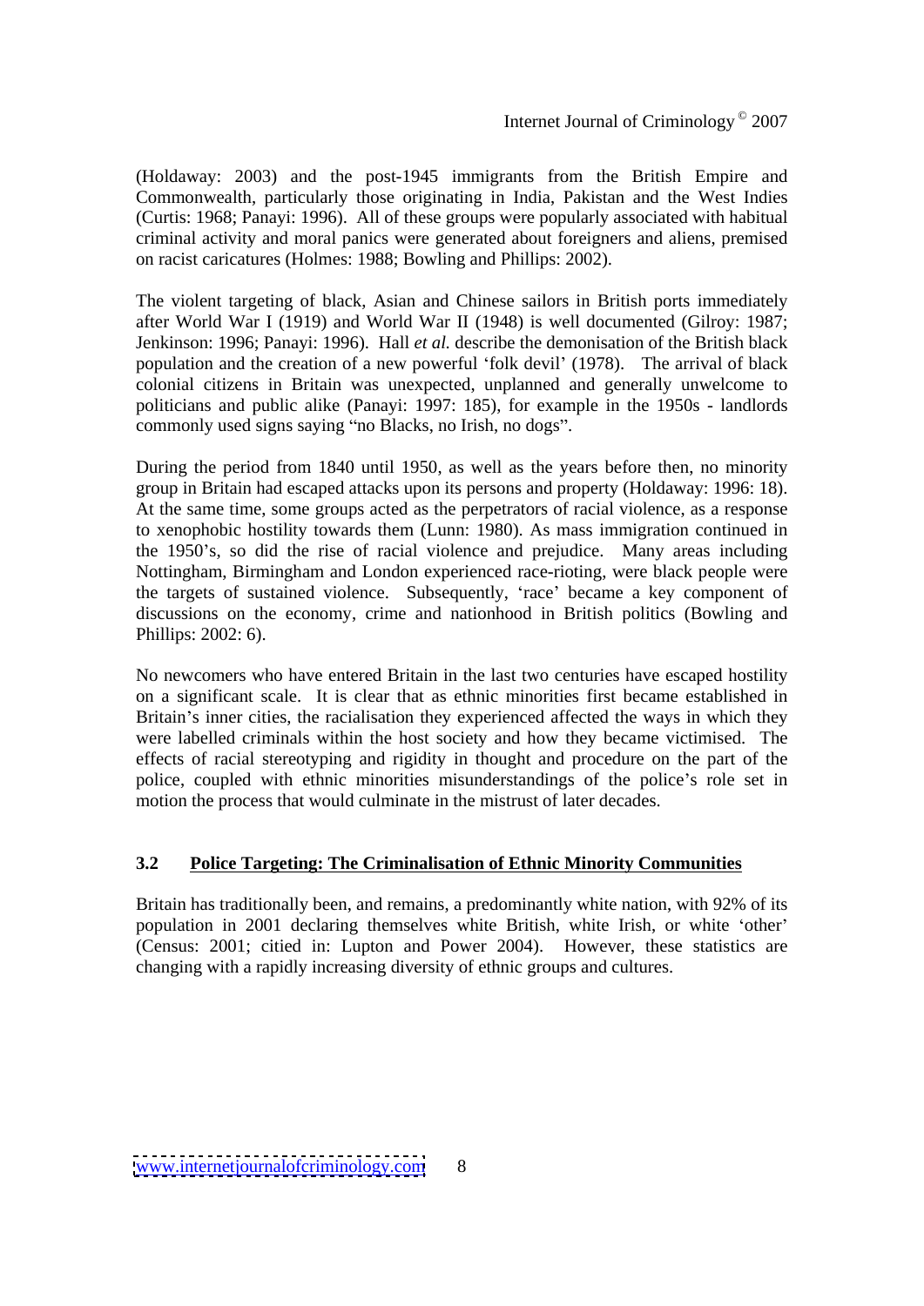(Holdaway: 2003) and the post-1945 immigrants from the British Empire and Commonwealth, particularly those originating in India, Pakistan and the West Indies (Curtis: 1968; Panayi: 1996). All of these groups were popularly associated with habitual criminal activity and moral panics were generated about foreigners and aliens, premised on racist caricatures (Holmes: 1988; Bowling and Phillips: 2002).

The violent targeting of black, Asian and Chinese sailors in British ports immediately after World War I (1919) and World War II (1948) is well documented (Gilroy: 1987; Jenkinson: 1996; Panayi: 1996). Hall *et al.* describe the demonisation of the British black population and the creation of a new powerful 'folk devil' (1978). The arrival of black colonial citizens in Britain was unexpected, unplanned and generally unwelcome to politicians and public alike (Panayi: 1997: 185), for example in the 1950s - landlords commonly used signs saying "no Blacks, no Irish, no dogs".

During the period from 1840 until 1950, as well as the years before then, no minority group in Britain had escaped attacks upon its persons and property (Holdaway: 1996: 18). At the same time, some groups acted as the perpetrators of racial violence, as a response to xenophobic hostility towards them (Lunn: 1980). As mass immigration continued in the 1950's, so did the rise of racial violence and prejudice. Many areas including Nottingham, Birmingham and London experienced race-rioting, were black people were the targets of sustained violence. Subsequently, 'race' became a key component of discussions on the economy, crime and nationhood in British politics (Bowling and Phillips: 2002: 6).

No newcomers who have entered Britain in the last two centuries have escaped hostility on a significant scale. It is clear that as ethnic minorities first became established in Britain's inner cities, the racialisation they experienced affected the ways in which they were labelled criminals within the host society and how they became victimised. The effects of racial stereotyping and rigidity in thought and procedure on the part of the police, coupled with ethnic minorities misunderstandings of the police's role set in motion the process that would culminate in the mistrust of later decades.

### 3.2 Police Targeting: The Criminalisation of Ethnic Minority Communities

Britain has traditionally been, and remains, a predominantly white nation, with 92% of its population in 2001 declaring themselves white British, white Irish, or white 'other' (Census: 2001; citied in: Lupton and Power 2004). However, these statistics are changing with a rapidly increasing diversity of ethnic groups and cultures.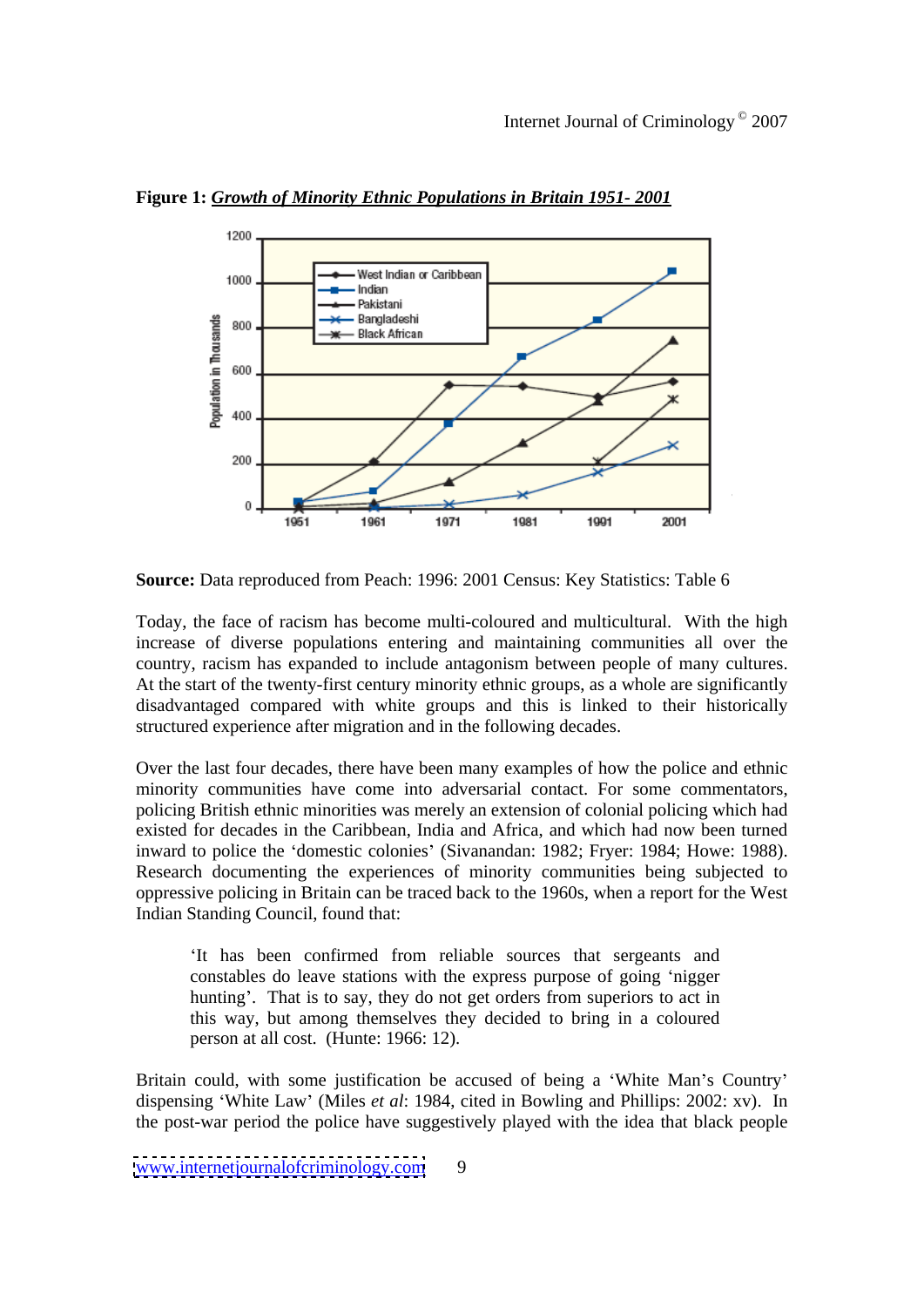**Figure 1:** ***Growth of Minority Ethnic Populations in Britain 1951- 2001***

**Source:** Data reproduced from Peach: 1996: 2001 Census: Key Statistics: Table 6

Today, the face of racism has become multi-coloured and multicultural. With the high increase of diverse populations entering and maintaining communities all over the country, racism has expanded to include antagonism between people of many cultures. At the start of the twenty-first century minority ethnic groups, as a whole are significantly disadvantaged compared with white groups and this is linked to their historically structured experience after migration and in the following decades.

Over the last four decades, there have been many examples of how the police and ethnic minority communities have come into adversarial contact. For some commentators, policing British ethnic minorities was merely an extension of colonial policing which had existed for decades in the Caribbean, India and Africa, and which had now been turned inward to police the 'domestic colonies' (Sivanandan: 1982; Fryer: 1984; Howe: 1988). Research documenting the experiences of minority communities being subjected to oppressive policing in Britain can be traced back to the 1960s, when a report for the West Indian Standing Council, found that:

> 'It has been confirmed from reliable sources that sergeants and constables do leave stations with the express purpose of going 'nigger hunting'. That is to say, they do not get orders from superiors to act in this way, but among themselves they decided to bring in a coloured person at all cost. (Hunte: 1966: 12).

Britain could, with some justification be accused of being a 'White Man's Country' dispensing 'White Law' (Miles *et al*: 1984, cited in Bowling and Phillips: 2002: xv). In the post-war period the police have suggestively played with the idea that black people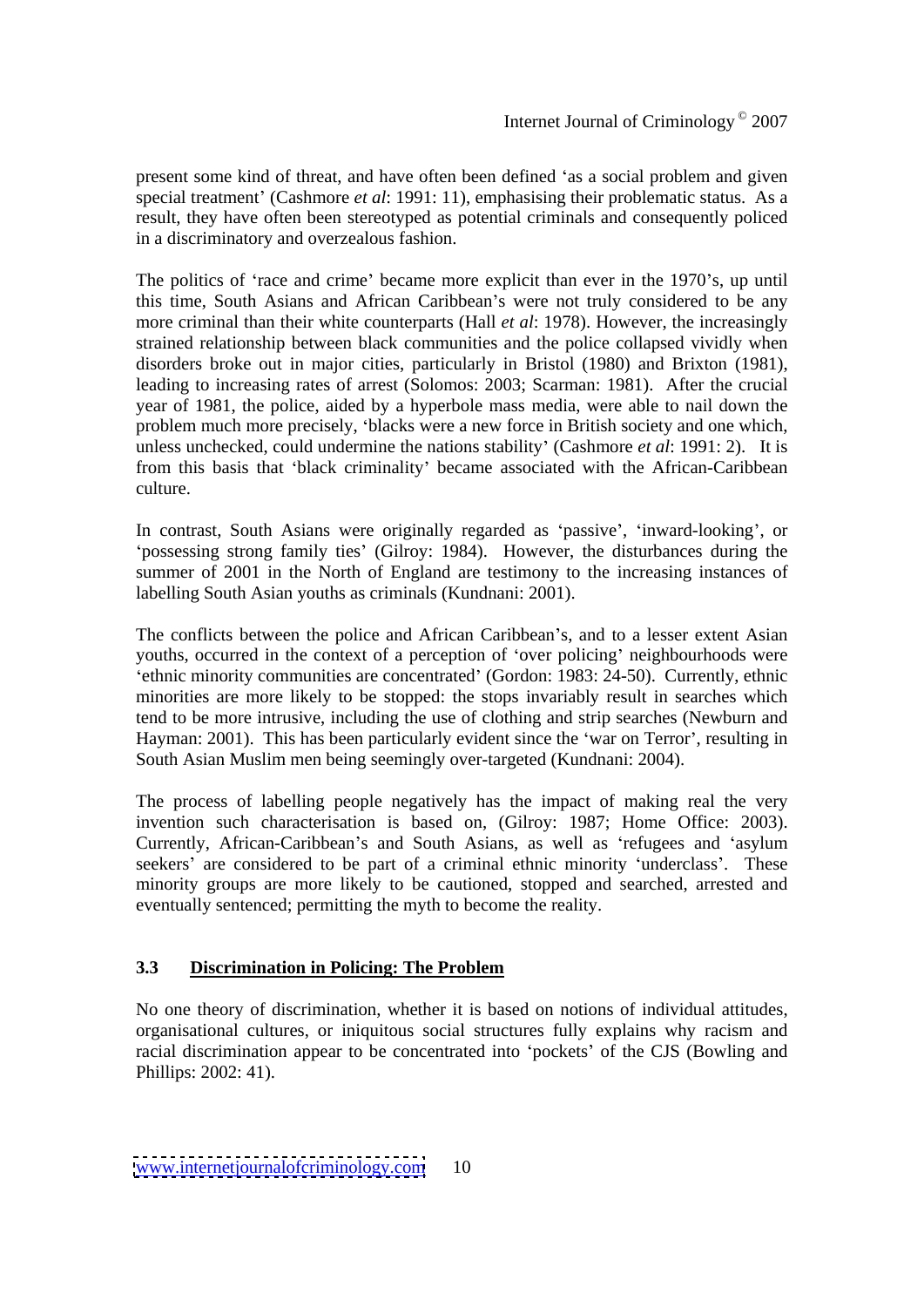present some kind of threat, and have often been defined 'as a social problem and given special treatment' (Cashmore *et al*: 1991: 11), emphasising their problematic status. As a result, they have often been stereotyped as potential criminals and consequently policed in a discriminatory and overzealous fashion.

The politics of 'race and crime' became more explicit than ever in the 1970's, up until this time, South Asians and African Caribbean's were not truly considered to be any more criminal than their white counterparts (Hall *et al*: 1978). However, the increasingly strained relationship between black communities and the police collapsed vividly when disorders broke out in major cities, particularly in Bristol (1980) and Brixton (1981), leading to increasing rates of arrest (Solomos: 2003; Scarman: 1981). After the crucial year of 1981, the police, aided by a hyperbole mass media, were able to nail down the problem much more precisely, 'blacks were a new force in British society and one which, unless unchecked, could undermine the nations stability' (Cashmore *et al*: 1991: 2). It is from this basis that 'black criminality' became associated with the African-Caribbean culture.

In contrast, South Asians were originally regarded as 'passive', 'inward-looking', or 'possessing strong family ties' (Gilroy: 1984). However, the disturbances during the summer of 2001 in the North of England are testimony to the increasing instances of labelling South Asian youths as criminals (Kundnani: 2001).

The conflicts between the police and African Caribbean's, and to a lesser extent Asian youths, occurred in the context of a perception of 'over policing' neighbourhoods were 'ethnic minority communities are concentrated' (Gordon: 1983: 24-50). Currently, ethnic minorities are more likely to be stopped: the stops invariably result in searches which tend to be more intrusive, including the use of clothing and strip searches (Newburn and Hayman: 2001). This has been particularly evident since the 'war on Terror', resulting in South Asian Muslim men being seemingly over-targeted (Kundnani: 2004).

The process of labelling people negatively has the impact of making real the very invention such characterisation is based on, (Gilroy: 1987; Home Office: 2003). Currently, African-Caribbean's and South Asians, as well as 'refugees and 'asylum seekers' are considered to be part of a criminal ethnic minority 'underclass'. These minority groups are more likely to be cautioned, stopped and searched, arrested and eventually sentenced; permitting the myth to become the reality.

### 3.3 Discrimination in Policing: The Problem

No one theory of discrimination, whether it is based on notions of individual attitudes, organisational cultures, or iniquitous social structures fully explains why racism and racial discrimination appear to be concentrated into 'pockets' of the CJS (Bowling and Phillips: 2002: 41).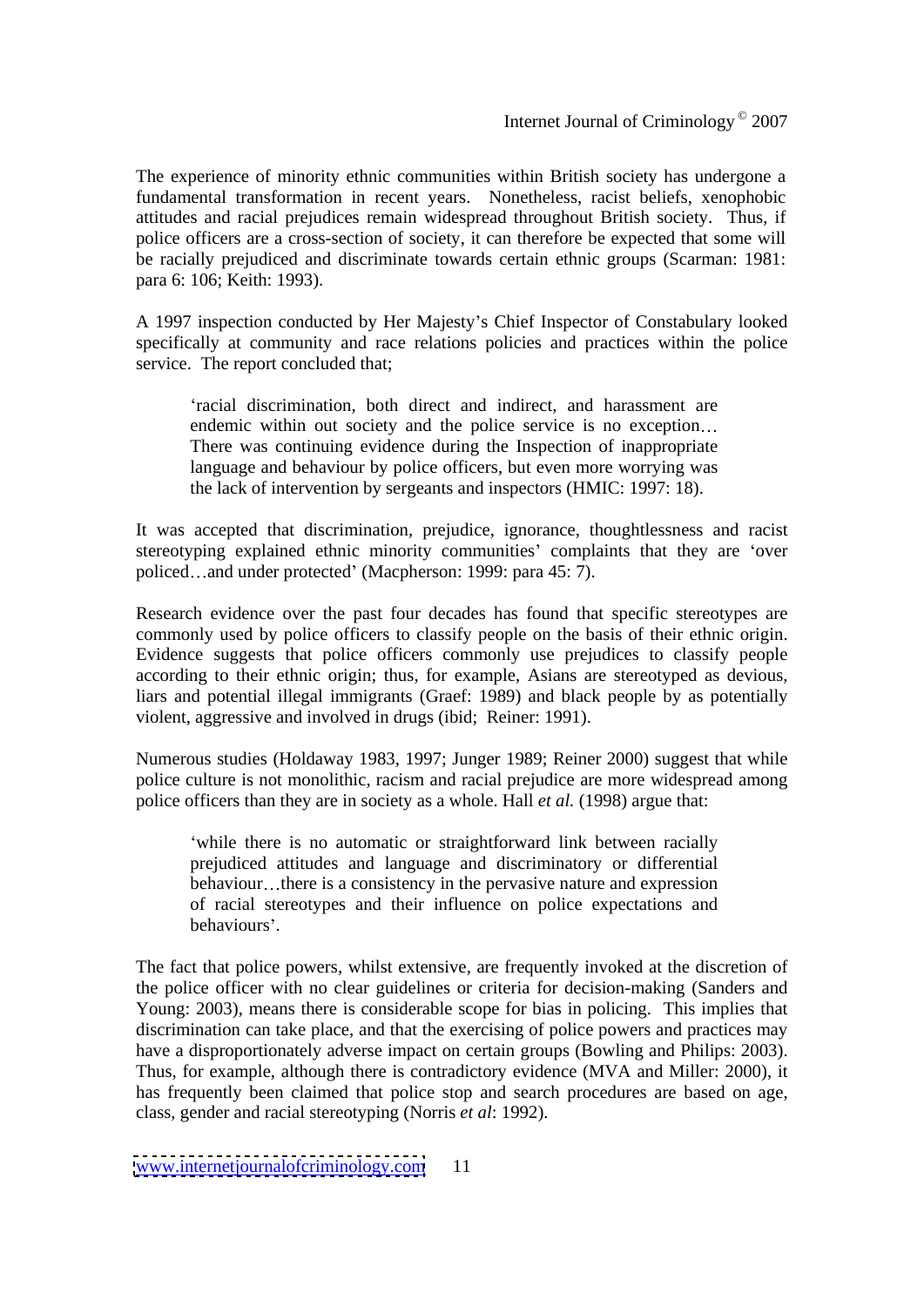The experience of minority ethnic communities within British society has undergone a fundamental transformation in recent years. Nonetheless, racist beliefs, xenophobic attitudes and racial prejudices remain widespread throughout British society. Thus, if police officers are a cross-section of society, it can therefore be expected that some will be racially prejudiced and discriminate towards certain ethnic groups (Scarman: 1981: para 6: 106; Keith: 1993).

A 1997 inspection conducted by Her Majesty's Chief Inspector of Constabulary looked specifically at community and race relations policies and practices within the police service. The report concluded that;

> 'racial discrimination, both direct and indirect, and harassment are endemic within out society and the police service is no exception… There was continuing evidence during the Inspection of inappropriate language and behaviour by police officers, but even more worrying was the lack of intervention by sergeants and inspectors (HMIC: 1997: 18).

It was accepted that discrimination, prejudice, ignorance, thoughtlessness and racist stereotyping explained ethnic minority communities' complaints that they are 'over policed…and under protected' (Macpherson: 1999: para 45: 7).

Research evidence over the past four decades has found that specific stereotypes are commonly used by police officers to classify people on the basis of their ethnic origin. Evidence suggests that police officers commonly use prejudices to classify people according to their ethnic origin; thus, for example, Asians are stereotyped as devious, liars and potential illegal immigrants (Graef: 1989) and black people by as potentially violent, aggressive and involved in drugs (ibid; Reiner: 1991).

Numerous studies (Holdaway 1983, 1997; Junger 1989; Reiner 2000) suggest that while police culture is not monolithic, racism and racial prejudice are more widespread among police officers than they are in society as a whole. Hall *et al.* (1998) argue that:

> 'while there is no automatic or straightforward link between racially prejudiced attitudes and language and discriminatory or differential behaviour…there is a consistency in the pervasive nature and expression of racial stereotypes and their influence on police expectations and behaviours'.

The fact that police powers, whilst extensive, are frequently invoked at the discretion of the police officer with no clear guidelines or criteria for decision-making (Sanders and Young: 2003), means there is considerable scope for bias in policing. This implies that discrimination can take place, and that the exercising of police powers and practices may have a disproportionately adverse impact on certain groups (Bowling and Philips: 2003). Thus, for example, although there is contradictory evidence (MVA and Miller: 2000), it has frequently been claimed that police stop and search procedures are based on age, class, gender and racial stereotyping (Norris *et al*: 1992).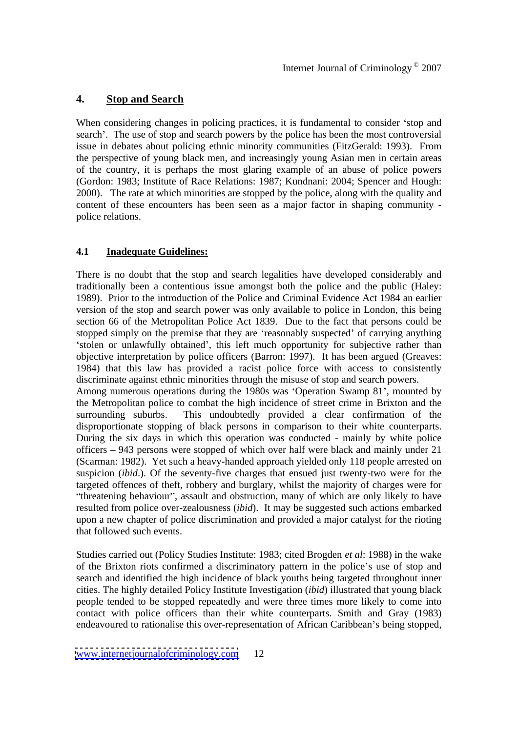## 4. Stop and Search

When considering changes in policing practices, it is fundamental to consider 'stop and search'. The use of stop and search powers by the police has been the most controversial issue in debates about policing ethnic minority communities (FitzGerald: 1993). From the perspective of young black men, and increasingly young Asian men in certain areas of the country, it is perhaps the most glaring example of an abuse of police powers (Gordon: 1983; Institute of Race Relations: 1987; Kundnani: 2004; Spencer and Hough: 2000). The rate at which minorities are stopped by the police, along with the quality and content of these encounters has been seen as a major factor in shaping community - police relations.

### 4.1 Inadequate Guidelines:

There is no doubt that the stop and search legalities have developed considerably and traditionally been a contentious issue amongst both the police and the public (Haley: 1989). Prior to the introduction of the Police and Criminal Evidence Act 1984 an earlier version of the stop and search power was only available to police in London, this being section 66 of the Metropolitan Police Act 1839. Due to the fact that persons could be stopped simply on the premise that they are 'reasonably suspected' of carrying anything 'stolen or unlawfully obtained', this left much opportunity for subjective rather than objective interpretation by police officers (Barron: 1997). It has been argued (Greaves: 1984) that this law has provided a racist police force with access to consistently discriminate against ethnic minorities through the misuse of stop and search powers.
Among numerous operations during the 1980s was 'Operation Swamp 81', mounted by the Metropolitan police to combat the high incidence of street crime in Brixton and the surrounding suburbs. This undoubtedly provided a clear confirmation of the disproportionate stopping of black persons in comparison to their white counterparts. During the six days in which this operation was conducted - mainly by white police officers – 943 persons were stopped of which over half were black and mainly under 21 (Scarman: 1982). Yet such a heavy-handed approach yielded only 118 people arrested on suspicion (*ibid*.). Of the seventy-five charges that ensued just twenty-two were for the targeted offences of theft, robbery and burglary, whilst the majority of charges were for "threatening behaviour", assault and obstruction, many of which are only likely to have resulted from police over-zealousness (*ibid*). It may be suggested such actions embarked upon a new chapter of police discrimination and provided a major catalyst for the rioting that followed such events.

Studies carried out (Policy Studies Institute: 1983; cited Brogden *et al*: 1988) in the wake of the Brixton riots confirmed a discriminatory pattern in the police's use of stop and search and identified the high incidence of black youths being targeted throughout inner cities. The highly detailed Policy Institute Investigation (*ibid*) illustrated that young black people tended to be stopped repeatedly and were three times more likely to come into contact with police officers than their white counterparts. Smith and Gray (1983) endeavoured to rationalise this over-representation of African Caribbean's being stopped,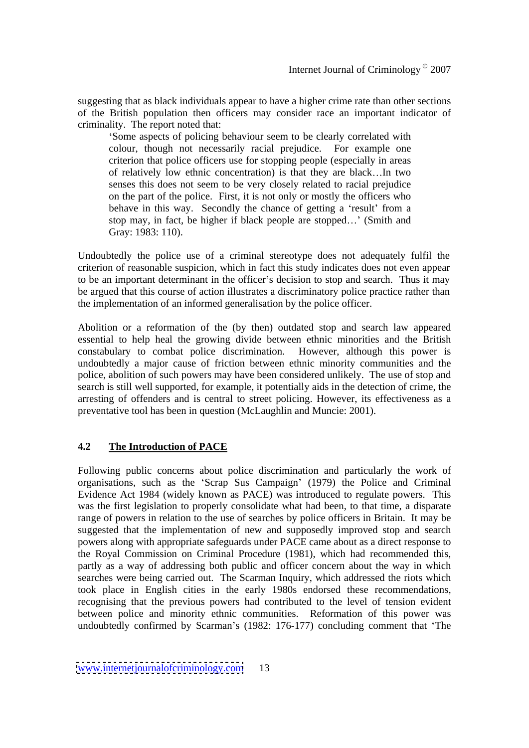suggesting that as black individuals appear to have a higher crime rate than other sections of the British population then officers may consider race an important indicator of criminality. The report noted that:

> 'Some aspects of policing behaviour seem to be clearly correlated with colour, though not necessarily racial prejudice. For example one criterion that police officers use for stopping people (especially in areas of relatively low ethnic concentration) is that they are black…In two senses this does not seem to be very closely related to racial prejudice on the part of the police. First, it is not only or mostly the officers who behave in this way. Secondly the chance of getting a 'result' from a stop may, in fact, be higher if black people are stopped…' (Smith and Gray: 1983: 110).

Undoubtedly the police use of a criminal stereotype does not adequately fulfil the criterion of reasonable suspicion, which in fact this study indicates does not even appear to be an important determinant in the officer's decision to stop and search. Thus it may be argued that this course of action illustrates a discriminatory police practice rather than the implementation of an informed generalisation by the police officer.

Abolition or a reformation of the (by then) outdated stop and search law appeared essential to help heal the growing divide between ethnic minorities and the British constabulary to combat police discrimination. However, although this power is undoubtedly a major cause of friction between ethnic minority communities and the police, abolition of such powers may have been considered unlikely. The use of stop and search is still well supported, for example, it potentially aids in the detection of crime, the arresting of offenders and is central to street policing. However, its effectiveness as a preventative tool has been in question (McLaughlin and Muncie: 2001).

## 4.2 The Introduction of PACE

Following public concerns about police discrimination and particularly the work of organisations, such as the 'Scrap Sus Campaign' (1979) the Police and Criminal Evidence Act 1984 (widely known as PACE) was introduced to regulate powers. This was the first legislation to properly consolidate what had been, to that time, a disparate range of powers in relation to the use of searches by police officers in Britain. It may be suggested that the implementation of new and supposedly improved stop and search powers along with appropriate safeguards under PACE came about as a direct response to the Royal Commission on Criminal Procedure (1981), which had recommended this, partly as a way of addressing both public and officer concern about the way in which searches were being carried out. The Scarman Inquiry, which addressed the riots which took place in English cities in the early 1980s endorsed these recommendations, recognising that the previous powers had contributed to the level of tension evident between police and minority ethnic communities. Reformation of this power was undoubtedly confirmed by Scarman's (1982: 176-177) concluding comment that 'The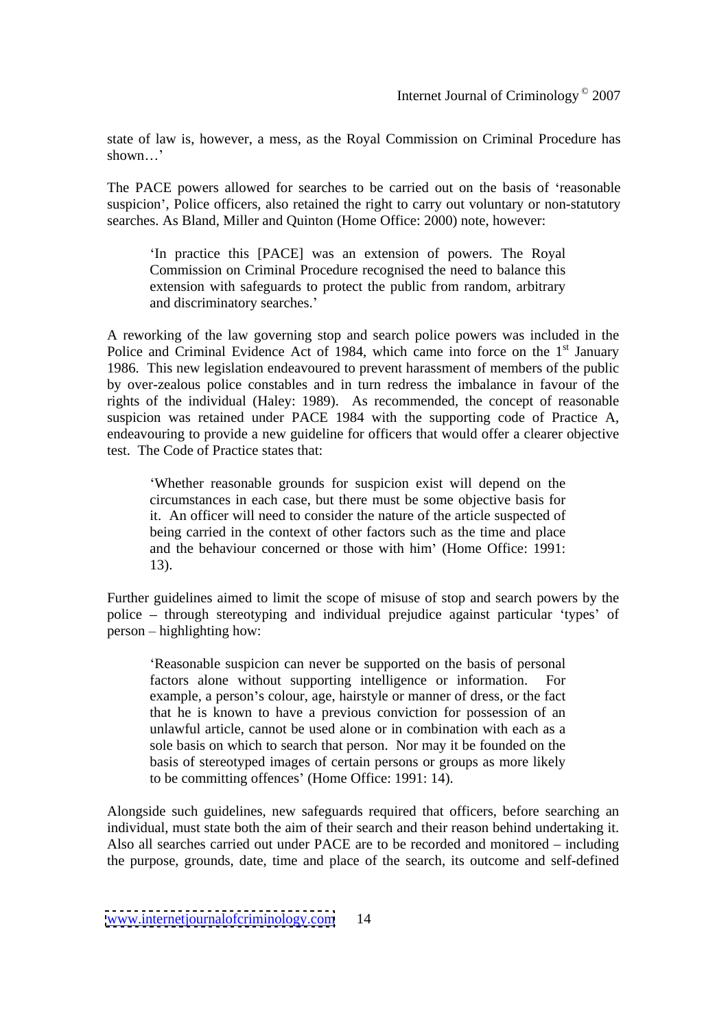state of law is, however, a mess, as the Royal Commission on Criminal Procedure has shown…'

The PACE powers allowed for searches to be carried out on the basis of 'reasonable suspicion', Police officers, also retained the right to carry out voluntary or non-statutory searches. As Bland, Miller and Quinton (Home Office: 2000) note, however:

> 'In practice this [PACE] was an extension of powers. The Royal Commission on Criminal Procedure recognised the need to balance this extension with safeguards to protect the public from random, arbitrary and discriminatory searches.'

A reworking of the law governing stop and search police powers was included in the Police and Criminal Evidence Act of 1984, which came into force on the 1st January 1986. This new legislation endeavoured to prevent harassment of members of the public by over-zealous police constables and in turn redress the imbalance in favour of the rights of the individual (Haley: 1989). As recommended, the concept of reasonable suspicion was retained under PACE 1984 with the supporting code of Practice A, endeavouring to provide a new guideline for officers that would offer a clearer objective test. The Code of Practice states that:

> 'Whether reasonable grounds for suspicion exist will depend on the circumstances in each case, but there must be some objective basis for it. An officer will need to consider the nature of the article suspected of being carried in the context of other factors such as the time and place and the behaviour concerned or those with him' (Home Office: 1991: 13).

Further guidelines aimed to limit the scope of misuse of stop and search powers by the police – through stereotyping and individual prejudice against particular 'types' of person – highlighting how:

> 'Reasonable suspicion can never be supported on the basis of personal factors alone without supporting intelligence or information. For example, a person's colour, age, hairstyle or manner of dress, or the fact that he is known to have a previous conviction for possession of an unlawful article, cannot be used alone or in combination with each as a sole basis on which to search that person. Nor may it be founded on the basis of stereotyped images of certain persons or groups as more likely to be committing offences' (Home Office: 1991: 14).

Alongside such guidelines, new safeguards required that officers, before searching an individual, must state both the aim of their search and their reason behind undertaking it. Also all searches carried out under PACE are to be recorded and monitored – including the purpose, grounds, date, time and place of the search, its outcome and self-defined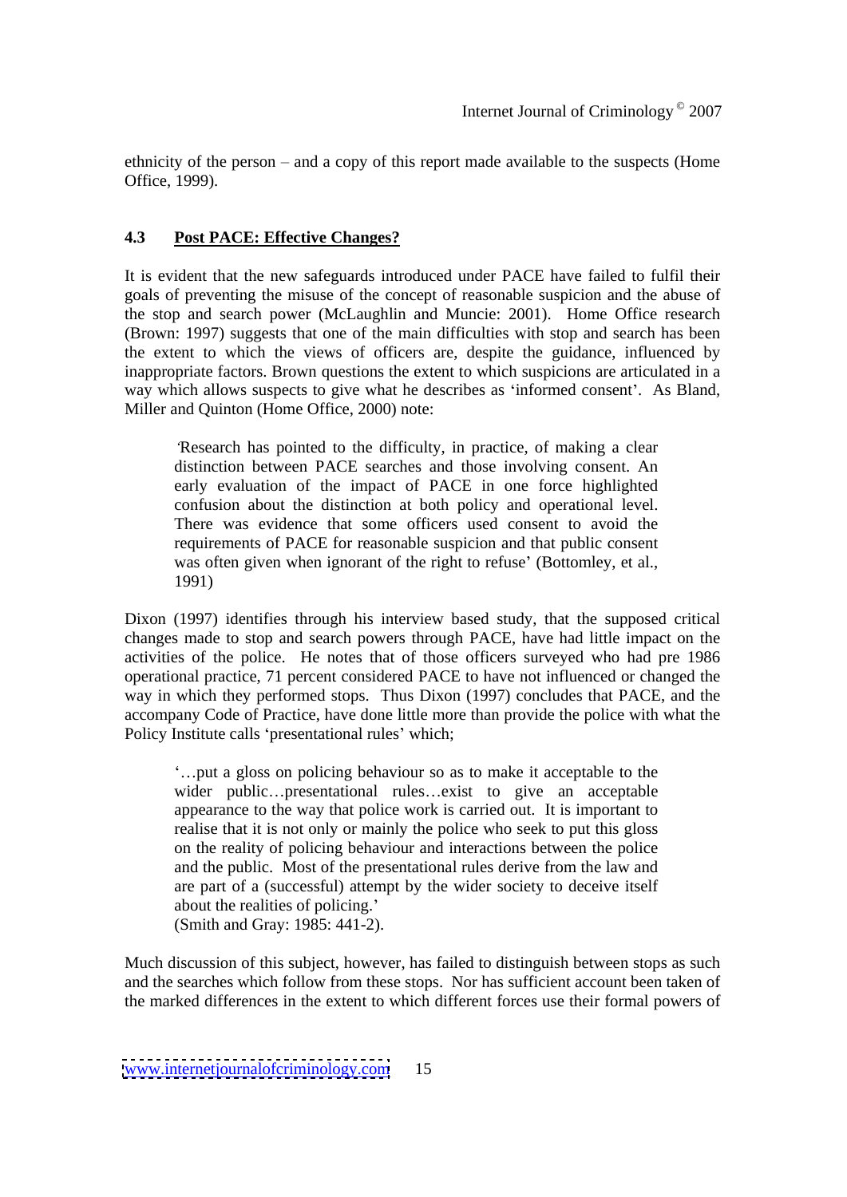ethnicity of the person – and a copy of this report made available to the suspects (Home Office, 1999).

### 4.3 Post PACE: Effective Changes?

It is evident that the new safeguards introduced under PACE have failed to fulfil their goals of preventing the misuse of the concept of reasonable suspicion and the abuse of the stop and search power (McLaughlin and Muncie: 2001). Home Office research (Brown: 1997) suggests that one of the main difficulties with stop and search has been the extent to which the views of officers are, despite the guidance, influenced by inappropriate factors. Brown questions the extent to which suspicions are articulated in a way which allows suspects to give what he describes as 'informed consent'. As Bland, Miller and Quinton (Home Office, 2000) note:

> 'Research has pointed to the difficulty, in practice, of making a clear distinction between PACE searches and those involving consent. An early evaluation of the impact of PACE in one force highlighted confusion about the distinction at both policy and operational level. There was evidence that some officers used consent to avoid the requirements of PACE for reasonable suspicion and that public consent was often given when ignorant of the right to refuse' (Bottomley, et al., 1991)

Dixon (1997) identifies through his interview based study, that the supposed critical changes made to stop and search powers through PACE, have had little impact on the activities of the police. He notes that of those officers surveyed who had pre 1986 operational practice, 71 percent considered PACE to have not influenced or changed the way in which they performed stops. Thus Dixon (1997) concludes that PACE, and the accompany Code of Practice, have done little more than provide the police with what the Policy Institute calls 'presentational rules' which;

> '…put a gloss on policing behaviour so as to make it acceptable to the wider public…presentational rules…exist to give an acceptable appearance to the way that police work is carried out. It is important to realise that it is not only or mainly the police who seek to put this gloss on the reality of policing behaviour and interactions between the police and the public. Most of the presentational rules derive from the law and are part of a (successful) attempt by the wider society to deceive itself about the realities of policing.'
> (Smith and Gray: 1985: 441-2).

Much discussion of this subject, however, has failed to distinguish between stops as such and the searches which follow from these stops. Nor has sufficient account been taken of the marked differences in the extent to which different forces use their formal powers of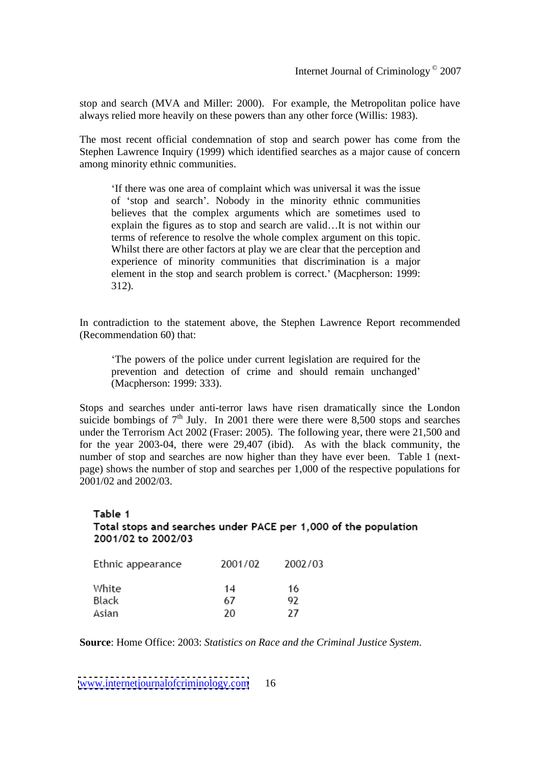stop and search (MVA and Miller: 2000). For example, the Metropolitan police have always relied more heavily on these powers than any other force (Willis: 1983).

The most recent official condemnation of stop and search power has come from the Stephen Lawrence Inquiry (1999) which identified searches as a major cause of concern among minority ethnic communities.

> 'If there was one area of complaint which was universal it was the issue of 'stop and search'. Nobody in the minority ethnic communities believes that the complex arguments which are sometimes used to explain the figures as to stop and search are valid…It is not within our terms of reference to resolve the whole complex argument on this topic. Whilst there are other factors at play we are clear that the perception and experience of minority communities that discrimination is a major element in the stop and search problem is correct.' (Macpherson: 1999: 312).

In contradiction to the statement above, the Stephen Lawrence Report recommended (Recommendation 60) that:

> 'The powers of the police under current legislation are required for the prevention and detection of crime and should remain unchanged' (Macpherson: 1999: 333).

Stops and searches under anti-terror laws have risen dramatically since the London suicide bombings of 7th July. In 2001 there were there were 8,500 stops and searches under the Terrorism Act 2002 (Fraser: 2005). The following year, there were 21,500 and for the year 2003-04, there were 29,407 (ibid). As with the black community, the number of stop and searches are now higher than they have ever been. Table 1 (next-page) shows the number of stop and searches per 1,000 of the respective populations for 2001/02 and 2002/03.

**Table 1**
**Total stops and searches under PACE per 1,000 of the population 2001/02 to 2002/03**

| Ethnic appearance | 2001/02 | 2002/03 |
|---|---|---|
| White | 14 | 16 |
| Black | 67 | 92 |
| Asian | 20 | 27 |

**Source**: Home Office: 2003: *Statistics on Race and the Criminal Justice System*.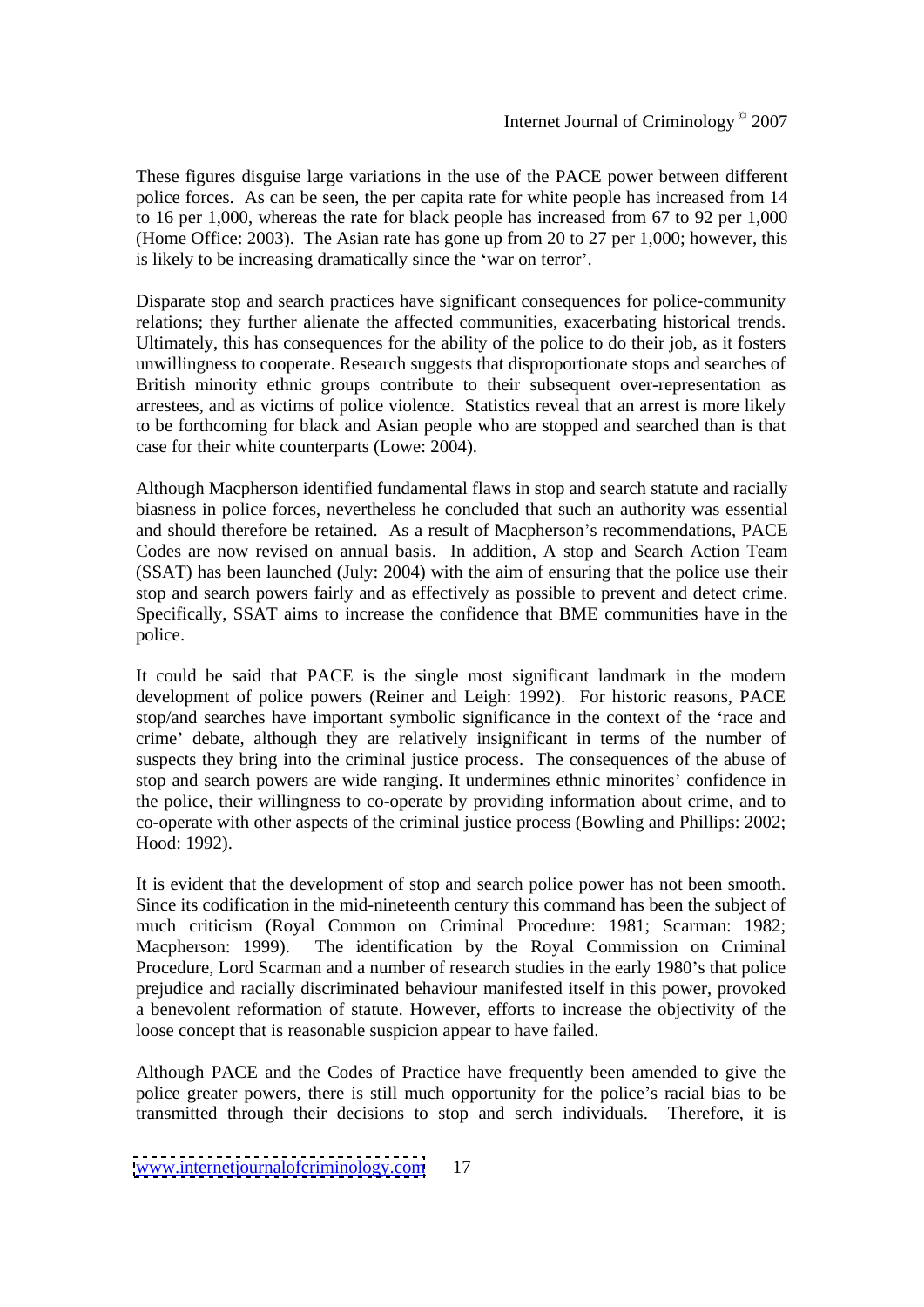These figures disguise large variations in the use of the PACE power between different police forces. As can be seen, the per capita rate for white people has increased from 14 to 16 per 1,000, whereas the rate for black people has increased from 67 to 92 per 1,000 (Home Office: 2003). The Asian rate has gone up from 20 to 27 per 1,000; however, this is likely to be increasing dramatically since the 'war on terror'.

Disparate stop and search practices have significant consequences for police-community relations; they further alienate the affected communities, exacerbating historical trends. Ultimately, this has consequences for the ability of the police to do their job, as it fosters unwillingness to cooperate. Research suggests that disproportionate stops and searches of British minority ethnic groups contribute to their subsequent over-representation as arrestees, and as victims of police violence. Statistics reveal that an arrest is more likely to be forthcoming for black and Asian people who are stopped and searched than is that case for their white counterparts (Lowe: 2004).

Although Macpherson identified fundamental flaws in stop and search statute and racially biasness in police forces, nevertheless he concluded that such an authority was essential and should therefore be retained. As a result of Macpherson's recommendations, PACE Codes are now revised on annual basis. In addition, A stop and Search Action Team (SSAT) has been launched (July: 2004) with the aim of ensuring that the police use their stop and search powers fairly and as effectively as possible to prevent and detect crime. Specifically, SSAT aims to increase the confidence that BME communities have in the police.

It could be said that PACE is the single most significant landmark in the modern development of police powers (Reiner and Leigh: 1992). For historic reasons, PACE stop/and searches have important symbolic significance in the context of the 'race and crime' debate, although they are relatively insignificant in terms of the number of suspects they bring into the criminal justice process. The consequences of the abuse of stop and search powers are wide ranging. It undermines ethnic minorites' confidence in the police, their willingness to co-operate by providing information about crime, and to co-operate with other aspects of the criminal justice process (Bowling and Phillips: 2002; Hood: 1992).

It is evident that the development of stop and search police power has not been smooth. Since its codification in the mid-nineteenth century this command has been the subject of much criticism (Royal Common on Criminal Procedure: 1981; Scarman: 1982; Macpherson: 1999). The identification by the Royal Commission on Criminal Procedure, Lord Scarman and a number of research studies in the early 1980's that police prejudice and racially discriminated behaviour manifested itself in this power, provoked a benevolent reformation of statute. However, efforts to increase the objectivity of the loose concept that is reasonable suspicion appear to have failed.

Although PACE and the Codes of Practice have frequently been amended to give the police greater powers, there is still much opportunity for the police's racial bias to be transmitted through their decisions to stop and serch individuals. Therefore, it is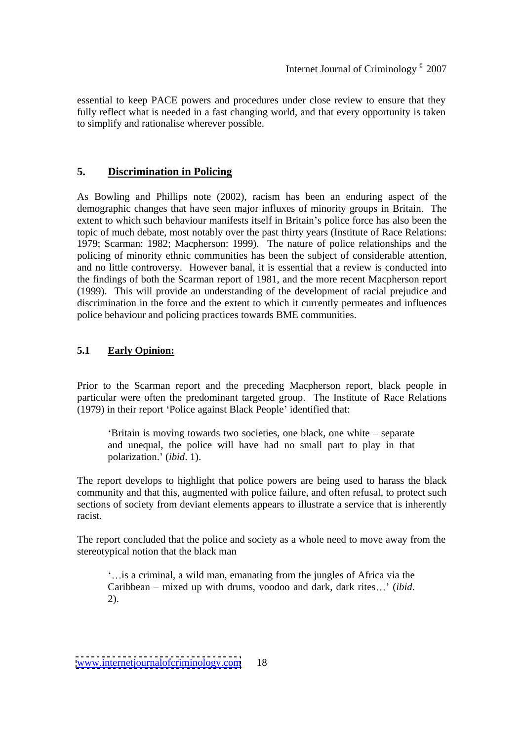essential to keep PACE powers and procedures under close review to ensure that they fully reflect what is needed in a fast changing world, and that every opportunity is taken to simplify and rationalise wherever possible.

## 5. Discrimination in Policing

As Bowling and Phillips note (2002), racism has been an enduring aspect of the demographic changes that have seen major influxes of minority groups in Britain. The extent to which such behaviour manifests itself in Britain's police force has also been the topic of much debate, most notably over the past thirty years (Institute of Race Relations: 1979; Scarman: 1982; Macpherson: 1999). The nature of police relationships and the policing of minority ethnic communities has been the subject of considerable attention, and no little controversy. However banal, it is essential that a review is conducted into the findings of both the Scarman report of 1981, and the more recent Macpherson report (1999). This will provide an understanding of the development of racial prejudice and discrimination in the force and the extent to which it currently permeates and influences police behaviour and policing practices towards BME communities.

### 5.1 Early Opinion:

Prior to the Scarman report and the preceding Macpherson report, black people in particular were often the predominant targeted group. The Institute of Race Relations (1979) in their report 'Police against Black People' identified that:

> 'Britain is moving towards two societies, one black, one white – separate and unequal, the police will have had no small part to play in that polarization.' (*ibid*. 1).

The report develops to highlight that police powers are being used to harass the black community and that this, augmented with police failure, and often refusal, to protect such sections of society from deviant elements appears to illustrate a service that is inherently racist.

The report concluded that the police and society as a whole need to move away from the stereotypical notion that the black man

> '…is a criminal, a wild man, emanating from the jungles of Africa via the Caribbean – mixed up with drums, voodoo and dark, dark rites…' (*ibid*. 2).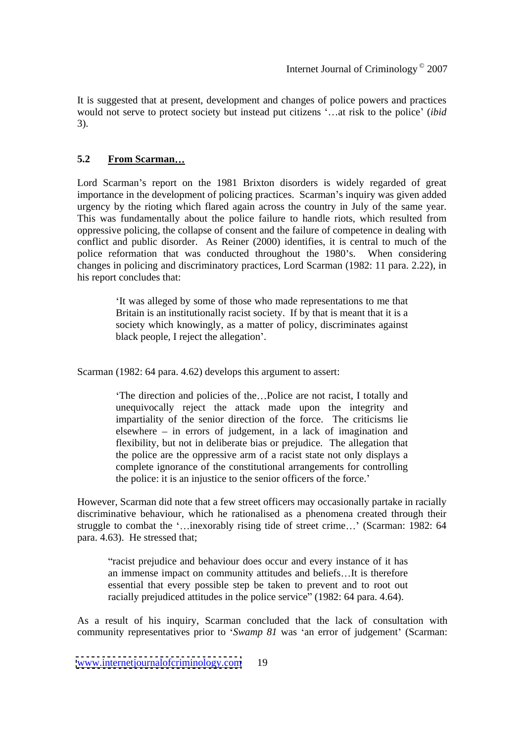It is suggested that at present, development and changes of police powers and practices would not serve to protect society but instead put citizens '…at risk to the police' (*ibid* 3).

### 5.2 **From Scarman…**

Lord Scarman's report on the 1981 Brixton disorders is widely regarded of great importance in the development of policing practices. Scarman's inquiry was given added urgency by the rioting which flared again across the country in July of the same year. This was fundamentally about the police failure to handle riots, which resulted from oppressive policing, the collapse of consent and the failure of competence in dealing with conflict and public disorder. As Reiner (2000) identifies, it is central to much of the police reformation that was conducted throughout the 1980's. When considering changes in policing and discriminatory practices, Lord Scarman (1982: 11 para. 2.22), in his report concludes that:

> 'It was alleged by some of those who made representations to me that Britain is an institutionally racist society. If by that is meant that it is a society which knowingly, as a matter of policy, discriminates against black people, I reject the allegation'.

Scarman (1982: 64 para. 4.62) develops this argument to assert:

> 'The direction and policies of the…Police are not racist, I totally and unequivocally reject the attack made upon the integrity and impartiality of the senior direction of the force. The criticisms lie elsewhere – in errors of judgement, in a lack of imagination and flexibility, but not in deliberate bias or prejudice. The allegation that the police are the oppressive arm of a racist state not only displays a complete ignorance of the constitutional arrangements for controlling the police: it is an injustice to the senior officers of the force.'

However, Scarman did note that a few street officers may occasionally partake in racially discriminative behaviour, which he rationalised as a phenomena created through their struggle to combat the '…inexorably rising tide of street crime…' (Scarman: 1982: 64 para. 4.63). He stressed that;

> "racist prejudice and behaviour does occur and every instance of it has an immense impact on community attitudes and beliefs…It is therefore essential that every possible step be taken to prevent and to root out racially prejudiced attitudes in the police service" (1982: 64 para. 4.64).

As a result of his inquiry, Scarman concluded that the lack of consultation with community representatives prior to '*Swamp 81* was 'an error of judgement' (Scarman: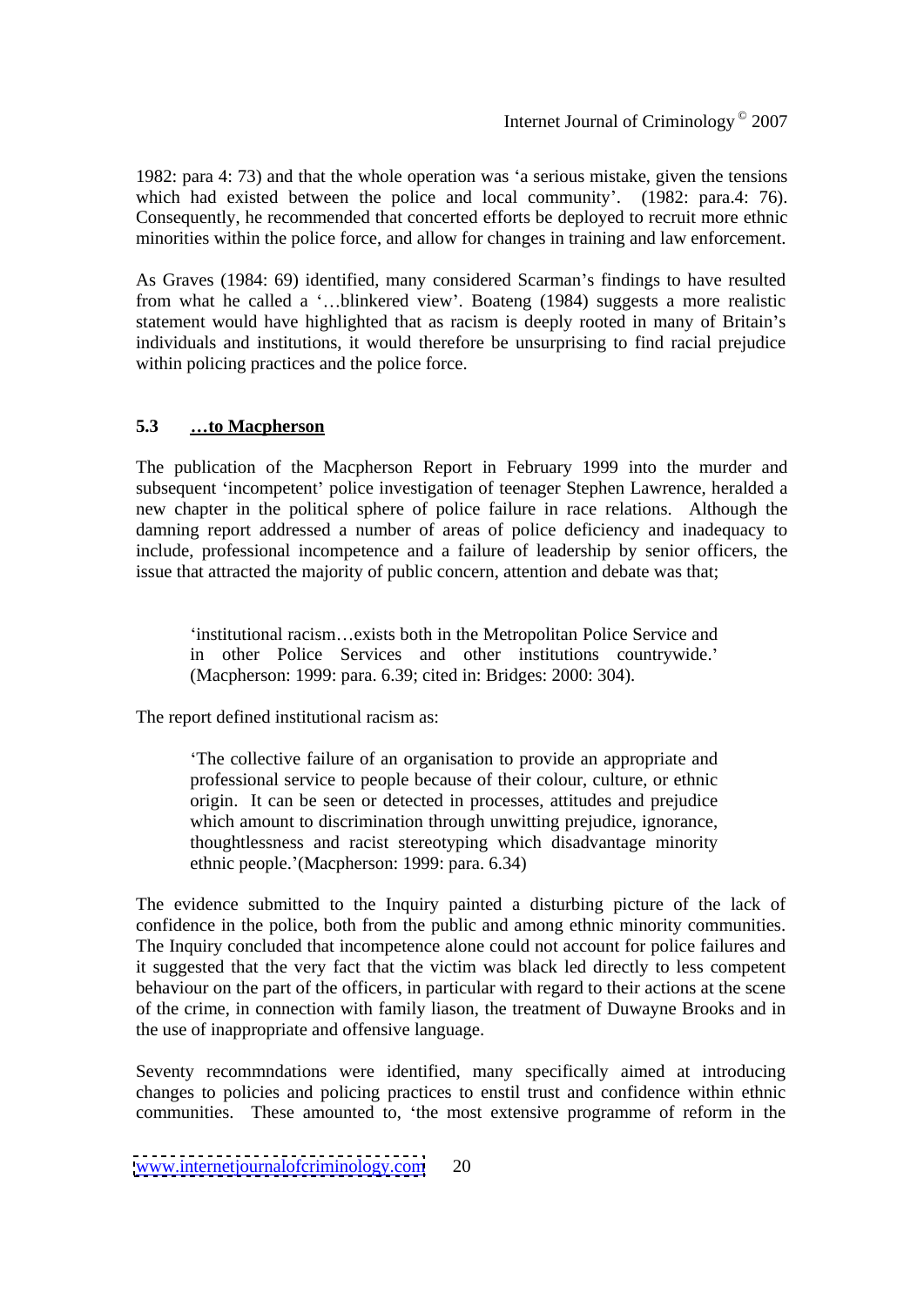1982: para 4: 73) and that the whole operation was 'a serious mistake, given the tensions which had existed between the police and local community'. (1982: para.4: 76). Consequently, he recommended that concerted efforts be deployed to recruit more ethnic minorities within the police force, and allow for changes in training and law enforcement.

As Graves (1984: 69) identified, many considered Scarman's findings to have resulted from what he called a '…blinkered view'. Boateng (1984) suggests a more realistic statement would have highlighted that as racism is deeply rooted in many of Britain's individuals and institutions, it would therefore be unsurprising to find racial prejudice within policing practices and the police force.

### 5.3 **…to Macpherson**

The publication of the Macpherson Report in February 1999 into the murder and subsequent 'incompetent' police investigation of teenager Stephen Lawrence, heralded a new chapter in the political sphere of police failure in race relations. Although the damning report addressed a number of areas of police deficiency and inadequacy to include, professional incompetence and a failure of leadership by senior officers, the issue that attracted the majority of public concern, attention and debate was that;

> 'institutional racism…exists both in the Metropolitan Police Service and in other Police Services and other institutions countrywide.' (Macpherson: 1999: para. 6.39; cited in: Bridges: 2000: 304).

The report defined institutional racism as:

> 'The collective failure of an organisation to provide an appropriate and professional service to people because of their colour, culture, or ethnic origin. It can be seen or detected in processes, attitudes and prejudice which amount to discrimination through unwitting prejudice, ignorance, thoughtlessness and racist stereotyping which disadvantage minority ethnic people.'(Macpherson: 1999: para. 6.34)

The evidence submitted to the Inquiry painted a disturbing picture of the lack of confidence in the police, both from the public and among ethnic minority communities. The Inquiry concluded that incompetence alone could not account for police failures and it suggested that the very fact that the victim was black led directly to less competent behaviour on the part of the officers, in particular with regard to their actions at the scene of the crime, in connection with family liason, the treatment of Duwayne Brooks and in the use of inappropriate and offensive language.

Seventy recommndations were identified, many specifically aimed at introducing changes to policies and policing practices to enstil trust and confidence within ethnic communities. These amounted to, 'the most extensive programme of reform in the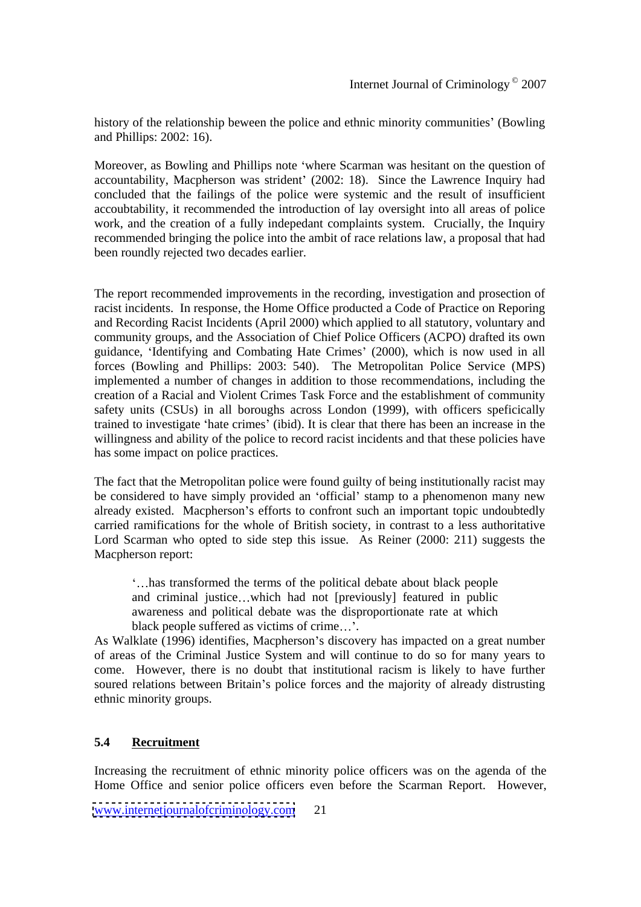history of the relationship beween the police and ethnic minority communities' (Bowling and Phillips: 2002: 16).

Moreover, as Bowling and Phillips note 'where Scarman was hesitant on the question of accountability, Macpherson was strident' (2002: 18). Since the Lawrence Inquiry had concluded that the failings of the police were systemic and the result of insufficient accoubtability, it recommended the introduction of lay oversight into all areas of police work, and the creation of a fully indepedant complaints system. Crucially, the Inquiry recommended bringing the police into the ambit of race relations law, a proposal that had been roundly rejected two decades earlier.

The report recommended improvements in the recording, investigation and prosection of racist incidents. In response, the Home Office producted a Code of Practice on Reporing and Recording Racist Incidents (April 2000) which applied to all statutory, voluntary and community groups, and the Association of Chief Police Officers (ACPO) drafted its own guidance, 'Identifying and Combating Hate Crimes' (2000), which is now used in all forces (Bowling and Phillips: 2003: 540). The Metropolitan Police Service (MPS) implemented a number of changes in addition to those recommendations, including the creation of a Racial and Violent Crimes Task Force and the establishment of community safety units (CSUs) in all boroughs across London (1999), with officers speficically trained to investigate 'hate crimes' (ibid). It is clear that there has been an increase in the willingness and ability of the police to record racist incidents and that these policies have has some impact on police practices.

The fact that the Metropolitan police were found guilty of being institutionally racist may be considered to have simply provided an 'official' stamp to a phenomenon many new already existed. Macpherson's efforts to confront such an important topic undoubtedly carried ramifications for the whole of British society, in contrast to a less authoritative Lord Scarman who opted to side step this issue. As Reiner (2000: 211) suggests the Macpherson report:

> '…has transformed the terms of the political debate about black people and criminal justice…which had not [previously] featured in public awareness and political debate was the disproportionate rate at which black people suffered as victims of crime…'.

As Walklate (1996) identifies, Macpherson's discovery has impacted on a great number of areas of the Criminal Justice System and will continue to do so for many years to come. However, there is no doubt that institutional racism is likely to have further soured relations between Britain's police forces and the majority of already distrusting ethnic minority groups.

### 5.4 Recruitment

Increasing the recruitment of ethnic minority police officers was on the agenda of the Home Office and senior police officers even before the Scarman Report. However,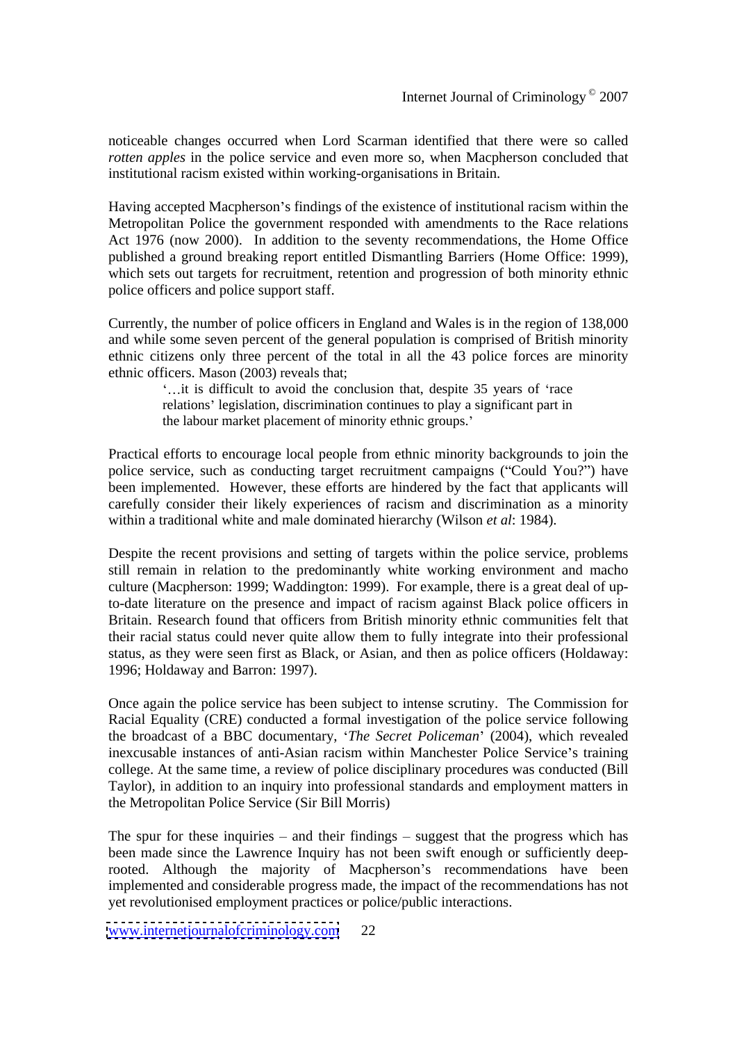noticeable changes occurred when Lord Scarman identified that there were so called *rotten apples* in the police service and even more so, when Macpherson concluded that institutional racism existed within working-organisations in Britain.

Having accepted Macpherson's findings of the existence of institutional racism within the Metropolitan Police the government responded with amendments to the Race relations Act 1976 (now 2000). In addition to the seventy recommendations, the Home Office published a ground breaking report entitled Dismantling Barriers (Home Office: 1999), which sets out targets for recruitment, retention and progression of both minority ethnic police officers and police support staff.

Currently, the number of police officers in England and Wales is in the region of 138,000 and while some seven percent of the general population is comprised of British minority ethnic citizens only three percent of the total in all the 43 police forces are minority ethnic officers. Mason (2003) reveals that;

> '…it is difficult to avoid the conclusion that, despite 35 years of 'race relations' legislation, discrimination continues to play a significant part in the labour market placement of minority ethnic groups.'

Practical efforts to encourage local people from ethnic minority backgrounds to join the police service, such as conducting target recruitment campaigns ("Could You?") have been implemented. However, these efforts are hindered by the fact that applicants will carefully consider their likely experiences of racism and discrimination as a minority within a traditional white and male dominated hierarchy (Wilson *et al*: 1984).

Despite the recent provisions and setting of targets within the police service, problems still remain in relation to the predominantly white working environment and macho culture (Macpherson: 1999; Waddington: 1999). For example, there is a great deal of up-to-date literature on the presence and impact of racism against Black police officers in Britain. Research found that officers from British minority ethnic communities felt that their racial status could never quite allow them to fully integrate into their professional status, as they were seen first as Black, or Asian, and then as police officers (Holdaway: 1996; Holdaway and Barron: 1997).

Once again the police service has been subject to intense scrutiny. The Commission for Racial Equality (CRE) conducted a formal investigation of the police service following the broadcast of a BBC documentary, '*The Secret Policeman*' (2004), which revealed inexcusable instances of anti-Asian racism within Manchester Police Service's training college. At the same time, a review of police disciplinary procedures was conducted (Bill Taylor), in addition to an inquiry into professional standards and employment matters in the Metropolitan Police Service (Sir Bill Morris)

The spur for these inquiries – and their findings – suggest that the progress which has been made since the Lawrence Inquiry has not been swift enough or sufficiently deep-rooted. Although the majority of Macpherson's recommendations have been implemented and considerable progress made, the impact of the recommendations has not yet revolutionised employment practices or police/public interactions.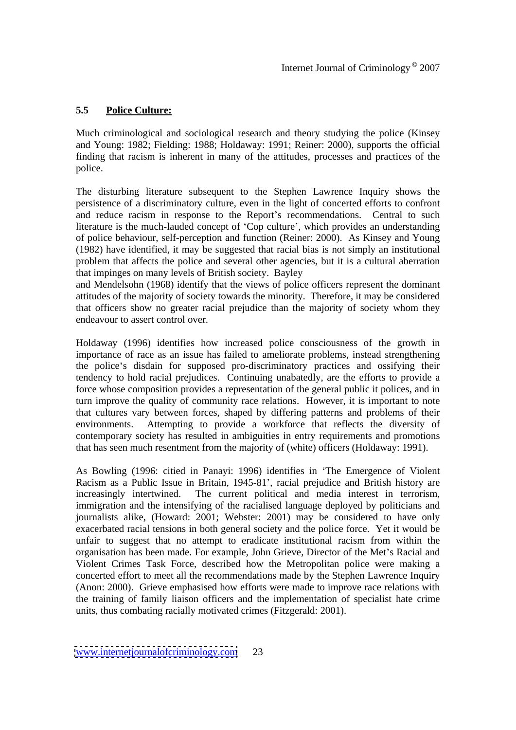## 5.5 Police Culture:

Much criminological and sociological research and theory studying the police (Kinsey and Young: 1982; Fielding: 1988; Holdaway: 1991; Reiner: 2000), supports the official finding that racism is inherent in many of the attitudes, processes and practices of the police.

The disturbing literature subsequent to the Stephen Lawrence Inquiry shows the persistence of a discriminatory culture, even in the light of concerted efforts to confront and reduce racism in response to the Report's recommendations. Central to such literature is the much-lauded concept of 'Cop culture', which provides an understanding of police behaviour, self-perception and function (Reiner: 2000). As Kinsey and Young (1982) have identified, it may be suggested that racial bias is not simply an institutional problem that affects the police and several other agencies, but it is a cultural aberration that impinges on many levels of British society. Bayley and Mendelsohn (1968) identify that the views of police officers represent the dominant attitudes of the majority of society towards the minority. Therefore, it may be considered that officers show no greater racial prejudice than the majority of society whom they endeavour to assert control over.

Holdaway (1996) identifies how increased police consciousness of the growth in importance of race as an issue has failed to ameliorate problems, instead strengthening the police's disdain for supposed pro-discriminatory practices and ossifying their tendency to hold racial prejudices. Continuing unabatedly, are the efforts to provide a force whose composition provides a representation of the general public it polices, and in turn improve the quality of community race relations. However, it is important to note that cultures vary between forces, shaped by differing patterns and problems of their environments. Attempting to provide a workforce that reflects the diversity of contemporary society has resulted in ambiguities in entry requirements and promotions that has seen much resentment from the majority of (white) officers (Holdaway: 1991).

As Bowling (1996: citied in Panayi: 1996) identifies in 'The Emergence of Violent Racism as a Public Issue in Britain, 1945-81', racial prejudice and British history are increasingly intertwined. The current political and media interest in terrorism, immigration and the intensifying of the racialised language deployed by politicians and journalists alike, (Howard: 2001; Webster: 2001) may be considered to have only exacerbated racial tensions in both general society and the police force. Yet it would be unfair to suggest that no attempt to eradicate institutional racism from within the organisation has been made. For example, John Grieve, Director of the Met's Racial and Violent Crimes Task Force, described how the Metropolitan police were making a concerted effort to meet all the recommendations made by the Stephen Lawrence Inquiry (Anon: 2000). Grieve emphasised how efforts were made to improve race relations with the training of family liaison officers and the implementation of specialist hate crime units, thus combating racially motivated crimes (Fitzgerald: 2001).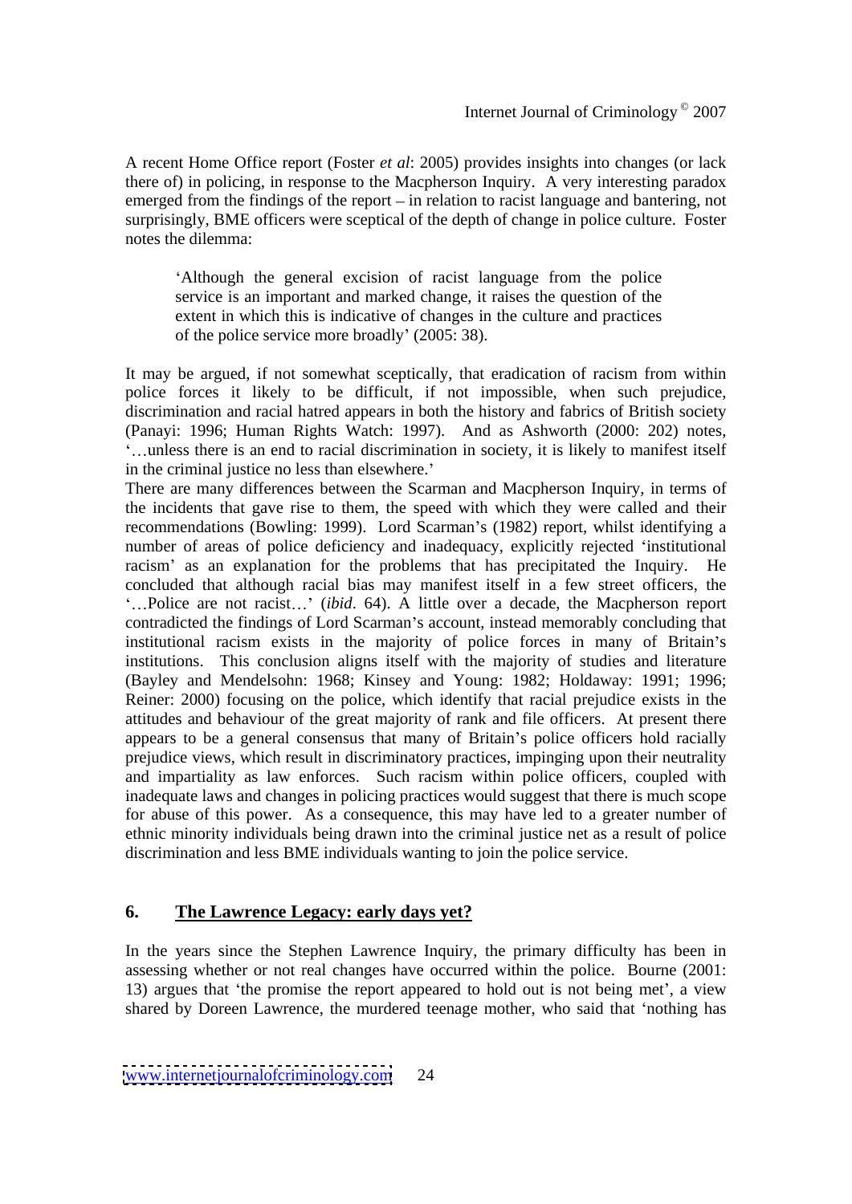A recent Home Office report (Foster *et al*: 2005) provides insights into changes (or lack there of) in policing, in response to the Macpherson Inquiry. A very interesting paradox emerged from the findings of the report – in relation to racist language and bantering, not surprisingly, BME officers were sceptical of the depth of change in police culture. Foster notes the dilemma:

> 'Although the general excision of racist language from the police service is an important and marked change, it raises the question of the extent in which this is indicative of changes in the culture and practices of the police service more broadly' (2005: 38).

It may be argued, if not somewhat sceptically, that eradication of racism from within police forces it likely to be difficult, if not impossible, when such prejudice, discrimination and racial hatred appears in both the history and fabrics of British society (Panayi: 1996; Human Rights Watch: 1997). And as Ashworth (2000: 202) notes, '…unless there is an end to racial discrimination in society, it is likely to manifest itself in the criminal justice no less than elsewhere.'

There are many differences between the Scarman and Macpherson Inquiry, in terms of the incidents that gave rise to them, the speed with which they were called and their recommendations (Bowling: 1999). Lord Scarman's (1982) report, whilst identifying a number of areas of police deficiency and inadequacy, explicitly rejected 'institutional racism' as an explanation for the problems that has precipitated the Inquiry. He concluded that although racial bias may manifest itself in a few street officers, the '…Police are not racist…' (*ibid*. 64). A little over a decade, the Macpherson report contradicted the findings of Lord Scarman's account, instead memorably concluding that institutional racism exists in the majority of police forces in many of Britain's institutions. This conclusion aligns itself with the majority of studies and literature (Bayley and Mendelsohn: 1968; Kinsey and Young: 1982; Holdaway: 1991; 1996; Reiner: 2000) focusing on the police, which identify that racial prejudice exists in the attitudes and behaviour of the great majority of rank and file officers. At present there appears to be a general consensus that many of Britain's police officers hold racially prejudice views, which result in discriminatory practices, impinging upon their neutrality and impartiality as law enforces. Such racism within police officers, coupled with inadequate laws and changes in policing practices would suggest that there is much scope for abuse of this power. As a consequence, this may have led to a greater number of ethnic minority individuals being drawn into the criminal justice net as a result of police discrimination and less BME individuals wanting to join the police service.

## 6. <u>The Lawrence Legacy: early days yet?</u>

In the years since the Stephen Lawrence Inquiry, the primary difficulty has been in assessing whether or not real changes have occurred within the police. Bourne (2001: 13) argues that 'the promise the report appeared to hold out is not being met', a view shared by Doreen Lawrence, the murdered teenage mother, who said that 'nothing has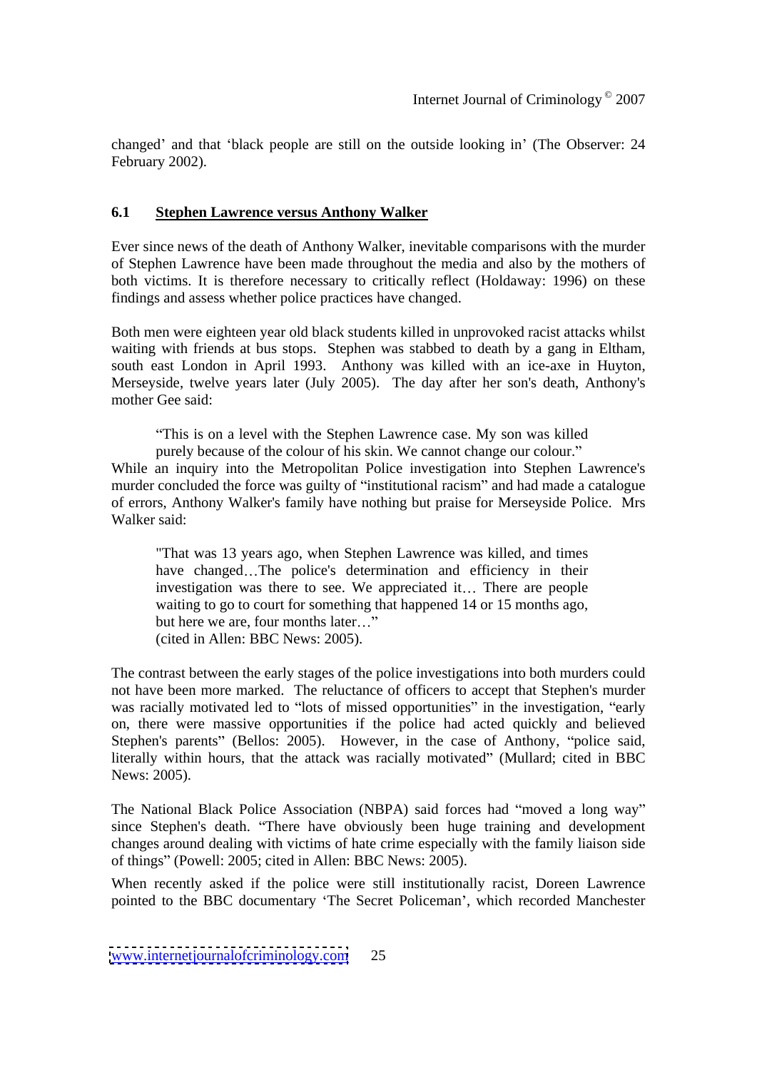changed' and that 'black people are still on the outside looking in' (The Observer: 24 February 2002).

### 6.1 Stephen Lawrence versus Anthony Walker

Ever since news of the death of Anthony Walker, inevitable comparisons with the murder of Stephen Lawrence have been made throughout the media and also by the mothers of both victims. It is therefore necessary to critically reflect (Holdaway: 1996) on these findings and assess whether police practices have changed.

Both men were eighteen year old black students killed in unprovoked racist attacks whilst waiting with friends at bus stops. Stephen was stabbed to death by a gang in Eltham, south east London in April 1993. Anthony was killed with an ice-axe in Huyton, Merseyside, twelve years later (July 2005). The day after her son's death, Anthony's mother Gee said:

> "This is on a level with the Stephen Lawrence case. My son was killed purely because of the colour of his skin. We cannot change our colour."

While an inquiry into the Metropolitan Police investigation into Stephen Lawrence's murder concluded the force was guilty of "institutional racism" and had made a catalogue of errors, Anthony Walker's family have nothing but praise for Merseyside Police. Mrs Walker said:

> "That was 13 years ago, when Stephen Lawrence was killed, and times have changed…The police's determination and efficiency in their investigation was there to see. We appreciated it… There are people waiting to go to court for something that happened 14 or 15 months ago, but here we are, four months later…"
> (cited in Allen: BBC News: 2005).

The contrast between the early stages of the police investigations into both murders could not have been more marked. The reluctance of officers to accept that Stephen's murder was racially motivated led to "lots of missed opportunities" in the investigation, "early on, there were massive opportunities if the police had acted quickly and believed Stephen's parents" (Bellos: 2005). However, in the case of Anthony, "police said, literally within hours, that the attack was racially motivated" (Mullard; cited in BBC News: 2005).

The National Black Police Association (NBPA) said forces had "moved a long way" since Stephen's death. "There have obviously been huge training and development changes around dealing with victims of hate crime especially with the family liaison side of things" (Powell: 2005; cited in Allen: BBC News: 2005).

When recently asked if the police were still institutionally racist, Doreen Lawrence pointed to the BBC documentary 'The Secret Policeman', which recorded Manchester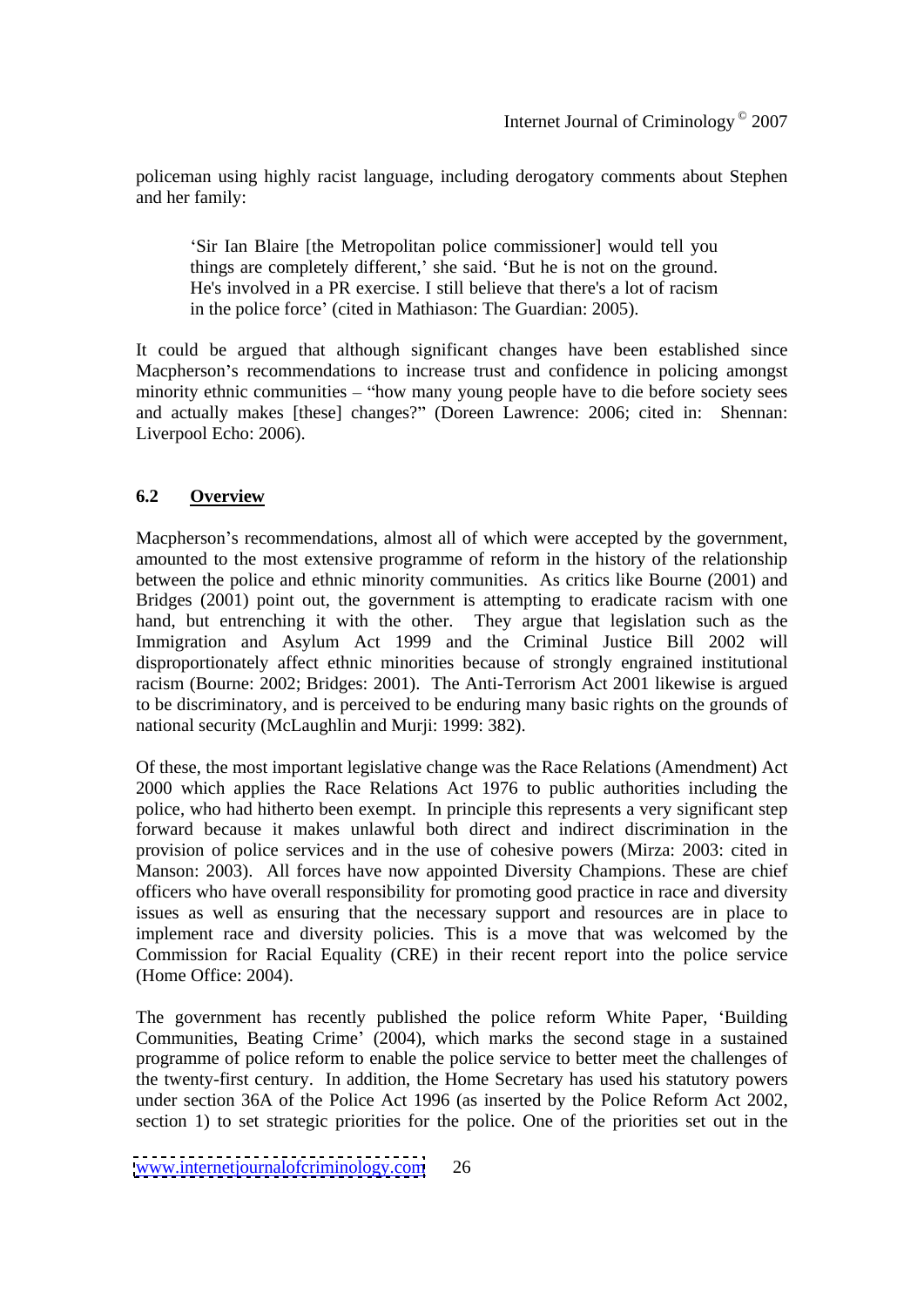policeman using highly racist language, including derogatory comments about Stephen and her family:

> 'Sir Ian Blaire [the Metropolitan police commissioner] would tell you things are completely different,' she said. 'But he is not on the ground. He's involved in a PR exercise. I still believe that there's a lot of racism in the police force' (cited in Mathiason: The Guardian: 2005).

It could be argued that although significant changes have been established since Macpherson's recommendations to increase trust and confidence in policing amongst minority ethnic communities – "how many young people have to die before society sees and actually makes [these] changes?" (Doreen Lawrence: 2006; cited in: Shennan: Liverpool Echo: 2006).

## 6.2 Overview

Macpherson's recommendations, almost all of which were accepted by the government, amounted to the most extensive programme of reform in the history of the relationship between the police and ethnic minority communities. As critics like Bourne (2001) and Bridges (2001) point out, the government is attempting to eradicate racism with one hand, but entrenching it with the other. They argue that legislation such as the Immigration and Asylum Act 1999 and the Criminal Justice Bill 2002 will disproportionately affect ethnic minorities because of strongly engrained institutional racism (Bourne: 2002; Bridges: 2001). The Anti-Terrorism Act 2001 likewise is argued to be discriminatory, and is perceived to be enduring many basic rights on the grounds of national security (McLaughlin and Murji: 1999: 382).

Of these, the most important legislative change was the Race Relations (Amendment) Act 2000 which applies the Race Relations Act 1976 to public authorities including the police, who had hitherto been exempt. In principle this represents a very significant step forward because it makes unlawful both direct and indirect discrimination in the provision of police services and in the use of cohesive powers (Mirza: 2003: cited in Manson: 2003). All forces have now appointed Diversity Champions. These are chief officers who have overall responsibility for promoting good practice in race and diversity issues as well as ensuring that the necessary support and resources are in place to implement race and diversity policies. This is a move that was welcomed by the Commission for Racial Equality (CRE) in their recent report into the police service (Home Office: 2004).

The government has recently published the police reform White Paper, 'Building Communities, Beating Crime' (2004), which marks the second stage in a sustained programme of police reform to enable the police service to better meet the challenges of the twenty-first century. In addition, the Home Secretary has used his statutory powers under section 36A of the Police Act 1996 (as inserted by the Police Reform Act 2002, section 1) to set strategic priorities for the police. One of the priorities set out in the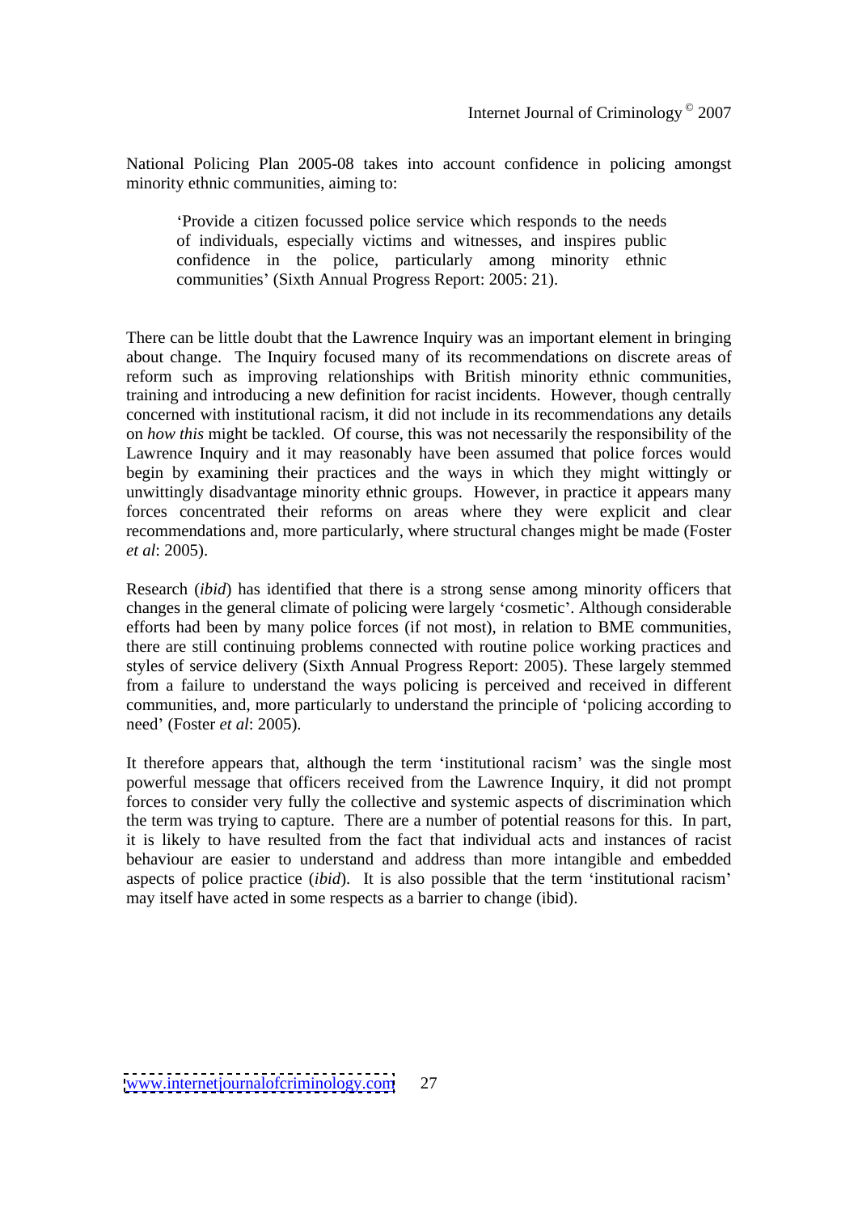National Policing Plan 2005-08 takes into account confidence in policing amongst minority ethnic communities, aiming to:

> 'Provide a citizen focussed police service which responds to the needs of individuals, especially victims and witnesses, and inspires public confidence in the police, particularly among minority ethnic communities' (Sixth Annual Progress Report: 2005: 21).

There can be little doubt that the Lawrence Inquiry was an important element in bringing about change. The Inquiry focused many of its recommendations on discrete areas of reform such as improving relationships with British minority ethnic communities, training and introducing a new definition for racist incidents. However, though centrally concerned with institutional racism, it did not include in its recommendations any details on *how this* might be tackled. Of course, this was not necessarily the responsibility of the Lawrence Inquiry and it may reasonably have been assumed that police forces would begin by examining their practices and the ways in which they might wittingly or unwittingly disadvantage minority ethnic groups. However, in practice it appears many forces concentrated their reforms on areas where they were explicit and clear recommendations and, more particularly, where structural changes might be made (Foster *et al*: 2005).

Research (*ibid*) has identified that there is a strong sense among minority officers that changes in the general climate of policing were largely 'cosmetic'. Although considerable efforts had been by many police forces (if not most), in relation to BME communities, there are still continuing problems connected with routine police working practices and styles of service delivery (Sixth Annual Progress Report: 2005). These largely stemmed from a failure to understand the ways policing is perceived and received in different communities, and, more particularly to understand the principle of 'policing according to need' (Foster *et al*: 2005).

It therefore appears that, although the term 'institutional racism' was the single most powerful message that officers received from the Lawrence Inquiry, it did not prompt forces to consider very fully the collective and systemic aspects of discrimination which the term was trying to capture. There are a number of potential reasons for this. In part, it is likely to have resulted from the fact that individual acts and instances of racist behaviour are easier to understand and address than more intangible and embedded aspects of police practice (*ibid*). It is also possible that the term 'institutional racism' may itself have acted in some respects as a barrier to change (ibid).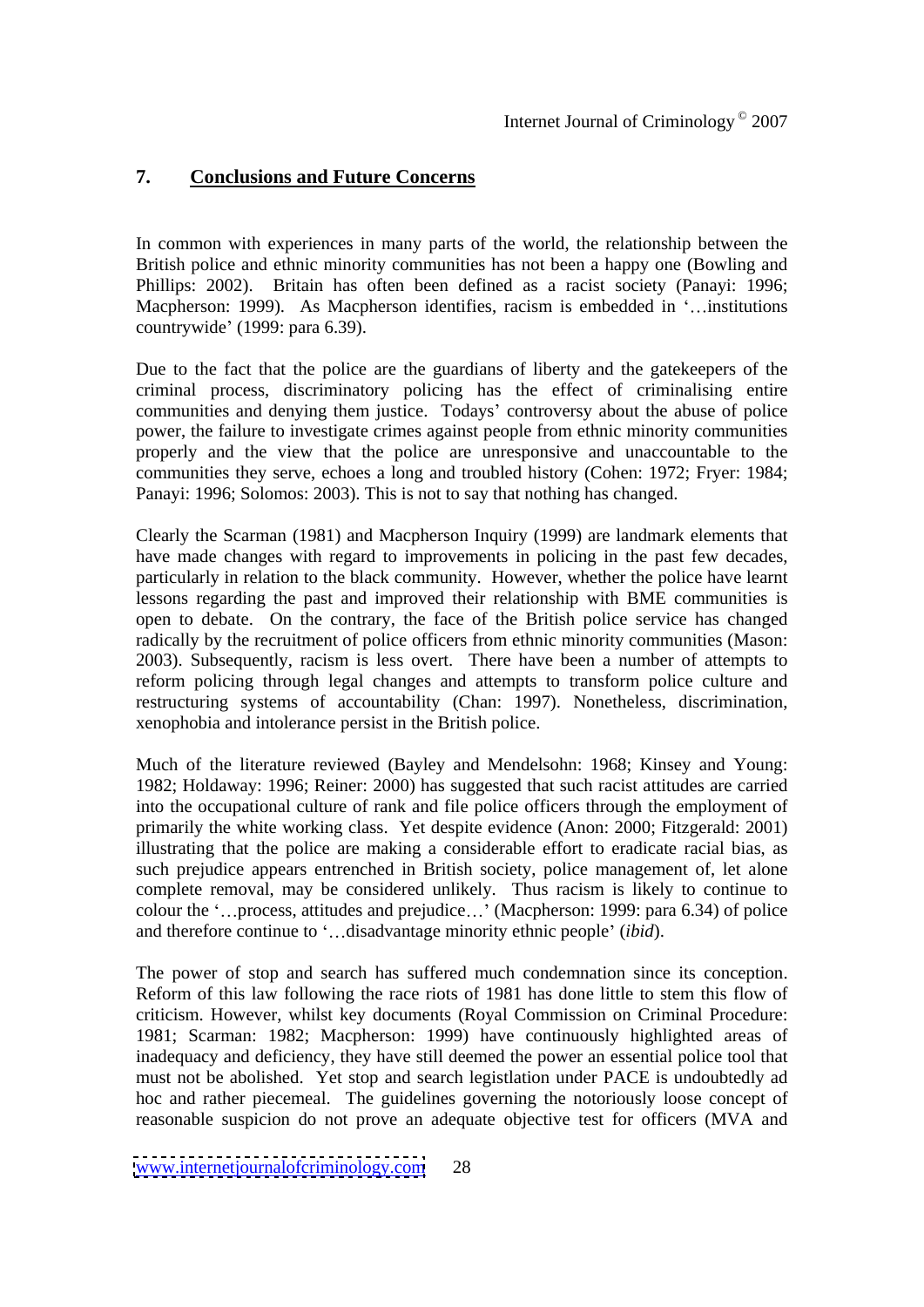## 7. Conclusions and Future Concerns

In common with experiences in many parts of the world, the relationship between the British police and ethnic minority communities has not been a happy one (Bowling and Phillips: 2002). Britain has often been defined as a racist society (Panayi: 1996; Macpherson: 1999). As Macpherson identifies, racism is embedded in '…institutions countrywide' (1999: para 6.39).

Due to the fact that the police are the guardians of liberty and the gatekeepers of the criminal process, discriminatory policing has the effect of criminalising entire communities and denying them justice. Todays' controversy about the abuse of police power, the failure to investigate crimes against people from ethnic minority communities properly and the view that the police are unresponsive and unaccountable to the communities they serve, echoes a long and troubled history (Cohen: 1972; Fryer: 1984; Panayi: 1996; Solomos: 2003). This is not to say that nothing has changed.

Clearly the Scarman (1981) and Macpherson Inquiry (1999) are landmark elements that have made changes with regard to improvements in policing in the past few decades, particularly in relation to the black community. However, whether the police have learnt lessons regarding the past and improved their relationship with BME communities is open to debate. On the contrary, the face of the British police service has changed radically by the recruitment of police officers from ethnic minority communities (Mason: 2003). Subsequently, racism is less overt. There have been a number of attempts to reform policing through legal changes and attempts to transform police culture and restructuring systems of accountability (Chan: 1997). Nonetheless, discrimination, xenophobia and intolerance persist in the British police.

Much of the literature reviewed (Bayley and Mendelsohn: 1968; Kinsey and Young: 1982; Holdaway: 1996; Reiner: 2000) has suggested that such racist attitudes are carried into the occupational culture of rank and file police officers through the employment of primarily the white working class. Yet despite evidence (Anon: 2000; Fitzgerald: 2001) illustrating that the police are making a considerable effort to eradicate racial bias, as such prejudice appears entrenched in British society, police management of, let alone complete removal, may be considered unlikely. Thus racism is likely to continue to colour the '…process, attitudes and prejudice…' (Macpherson: 1999: para 6.34) of police and therefore continue to '…disadvantage minority ethnic people' (*ibid*).

The power of stop and search has suffered much condemnation since its conception. Reform of this law following the race riots of 1981 has done little to stem this flow of criticism. However, whilst key documents (Royal Commission on Criminal Procedure: 1981; Scarman: 1982; Macpherson: 1999) have continuously highlighted areas of inadequacy and deficiency, they have still deemed the power an essential police tool that must not be abolished. Yet stop and search legistlation under PACE is undoubtedly ad hoc and rather piecemeal. The guidelines governing the notoriously loose concept of reasonable suspicion do not prove an adequate objective test for officers (MVA and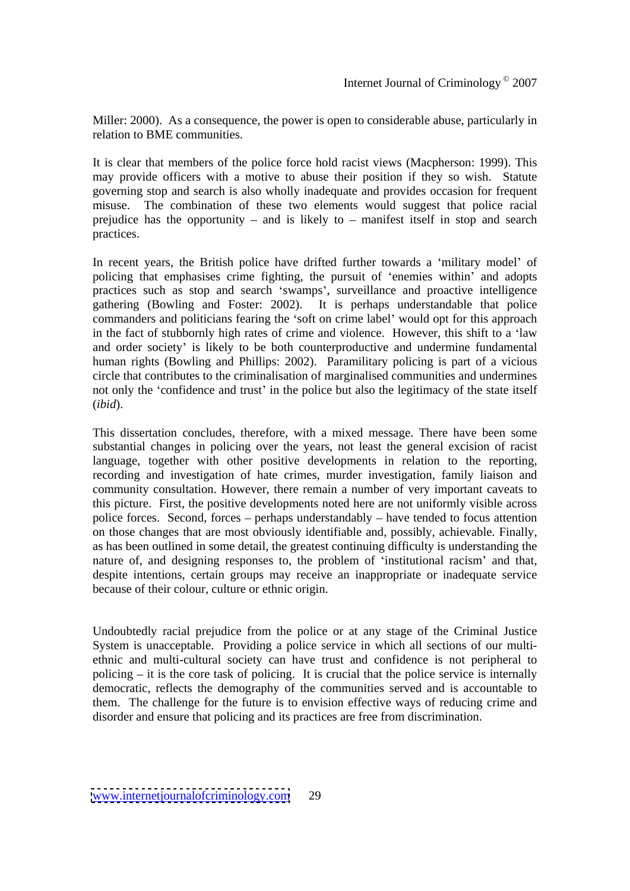Miller: 2000). As a consequence, the power is open to considerable abuse, particularly in relation to BME communities.

It is clear that members of the police force hold racist views (Macpherson: 1999). This may provide officers with a motive to abuse their position if they so wish. Statute governing stop and search is also wholly inadequate and provides occasion for frequent misuse. The combination of these two elements would suggest that police racial prejudice has the opportunity – and is likely to – manifest itself in stop and search practices.

In recent years, the British police have drifted further towards a 'military model' of policing that emphasises crime fighting, the pursuit of 'enemies within' and adopts practices such as stop and search 'swamps', surveillance and proactive intelligence gathering (Bowling and Foster: 2002). It is perhaps understandable that police commanders and politicians fearing the 'soft on crime label' would opt for this approach in the fact of stubbornly high rates of crime and violence. However, this shift to a 'law and order society' is likely to be both counterproductive and undermine fundamental human rights (Bowling and Phillips: 2002). Paramilitary policing is part of a vicious circle that contributes to the criminalisation of marginalised communities and undermines not only the 'confidence and trust' in the police but also the legitimacy of the state itself (*ibid*).

This dissertation concludes, therefore, with a mixed message. There have been some substantial changes in policing over the years, not least the general excision of racist language, together with other positive developments in relation to the reporting, recording and investigation of hate crimes, murder investigation, family liaison and community consultation. However, there remain a number of very important caveats to this picture. First, the positive developments noted here are not uniformly visible across police forces. Second, forces – perhaps understandably – have tended to focus attention on those changes that are most obviously identifiable and, possibly, achievable. Finally, as has been outlined in some detail, the greatest continuing difficulty is understanding the nature of, and designing responses to, the problem of 'institutional racism' and that, despite intentions, certain groups may receive an inappropriate or inadequate service because of their colour, culture or ethnic origin.

Undoubtedly racial prejudice from the police or at any stage of the Criminal Justice System is unacceptable. Providing a police service in which all sections of our multi-ethnic and multi-cultural society can have trust and confidence is not peripheral to policing – it is the core task of policing. It is crucial that the police service is internally democratic, reflects the demography of the communities served and is accountable to them. The challenge for the future is to envision effective ways of reducing crime and disorder and ensure that policing and its practices are free from discrimination.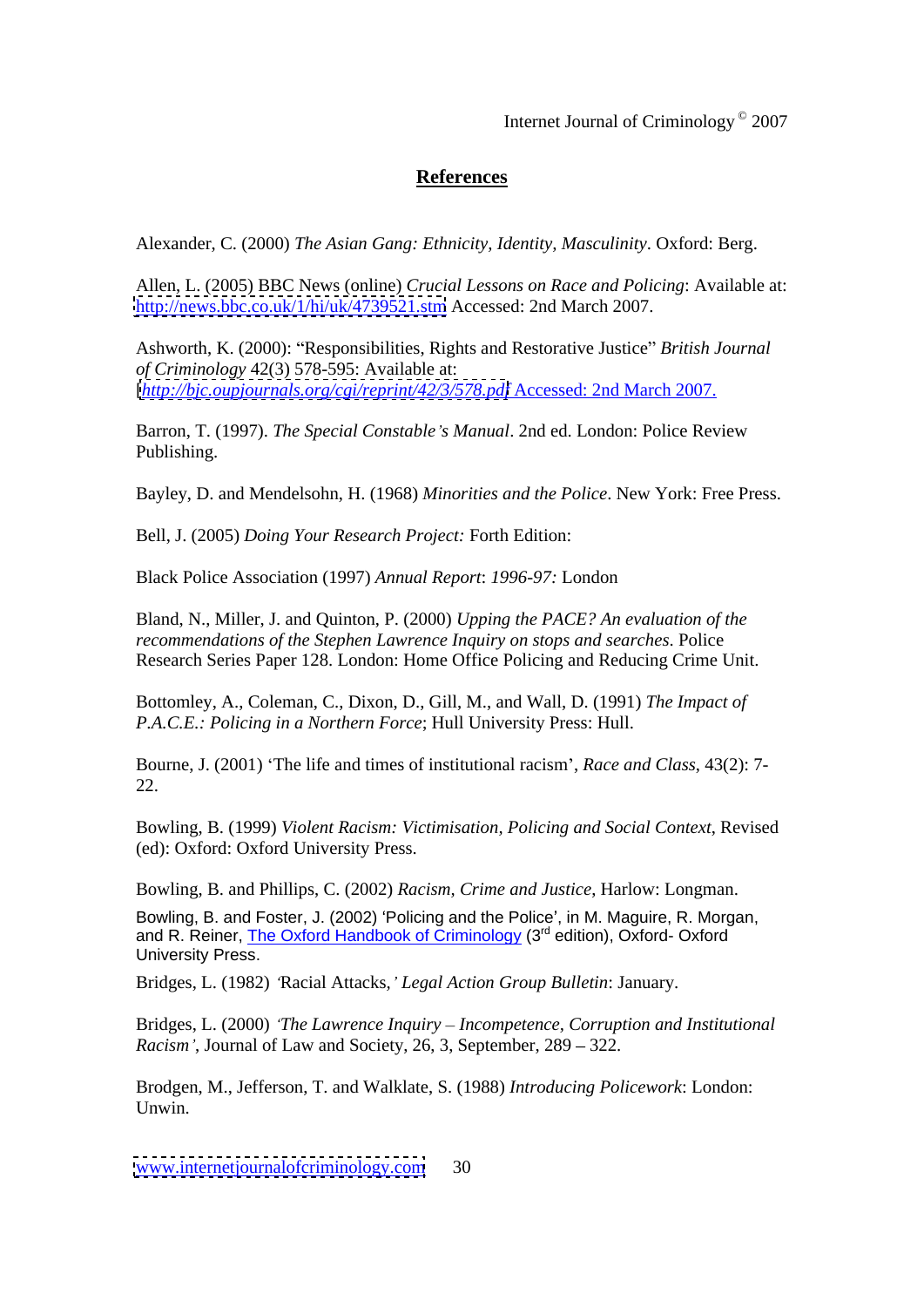## References

Alexander, C. (2000) *The Asian Gang: Ethnicity, Identity, Masculinity*. Oxford: Berg.

Allen, L. (2005) BBC News (online) *Crucial Lessons on Race and Policing*: Available at: http://news.bbc.co.uk/1/hi/uk/4739521.stm Accessed: 2nd March 2007.

Ashworth, K. (2000): "Responsibilities, Rights and Restorative Justice" *British Journal of Criminology* 42(3) 578-595: Available at: [*http://bjc.oupjournals.org/cgi/reprint/42/3/578.pdf*] Accessed: 2nd March 2007.

Barron, T. (1997). *The Special Constable's Manual*. 2nd ed. London: Police Review Publishing.

Bayley, D. and Mendelsohn, H. (1968) *Minorities and the Police*. New York: Free Press.

Bell, J. (2005) *Doing Your Research Project:* Forth Edition:

Black Police Association (1997) *Annual Report*: *1996-97:* London

Bland, N., Miller, J. and Quinton, P. (2000) *Upping the PACE? An evaluation of the recommendations of the Stephen Lawrence Inquiry on stops and searches*. Police Research Series Paper 128. London: Home Office Policing and Reducing Crime Unit.

Bottomley, A., Coleman, C., Dixon, D., Gill, M., and Wall, D. (1991) *The Impact of P.A.C.E.: Policing in a Northern Force*; Hull University Press: Hull.

Bourne, J. (2001) 'The life and times of institutional racism', *Race and Class*, 43(2): 7-22.

Bowling, B. (1999) *Violent Racism: Victimisation, Policing and Social Context*, Revised (ed): Oxford: Oxford University Press.

Bowling, B. and Phillips, C. (2002) *Racism, Crime and Justice*, Harlow: Longman.

Bowling, B. and Foster, J. (2002) 'Policing and the Police', in M. Maguire, R. Morgan, and R. Reiner, The Oxford Handbook of Criminology (3rd edition), Oxford- Oxford University Press.

Bridges, L. (1982) *'*Racial Attacks,*' Legal Action Group Bulletin*: January.

Bridges, L. (2000) *'The Lawrence Inquiry – Incompetence, Corruption and Institutional Racism'*, Journal of Law and Society, 26, 3, September, 289 – 322.

Brodgen, M., Jefferson, T. and Walklate, S. (1988) *Introducing Policework*: London: Unwin.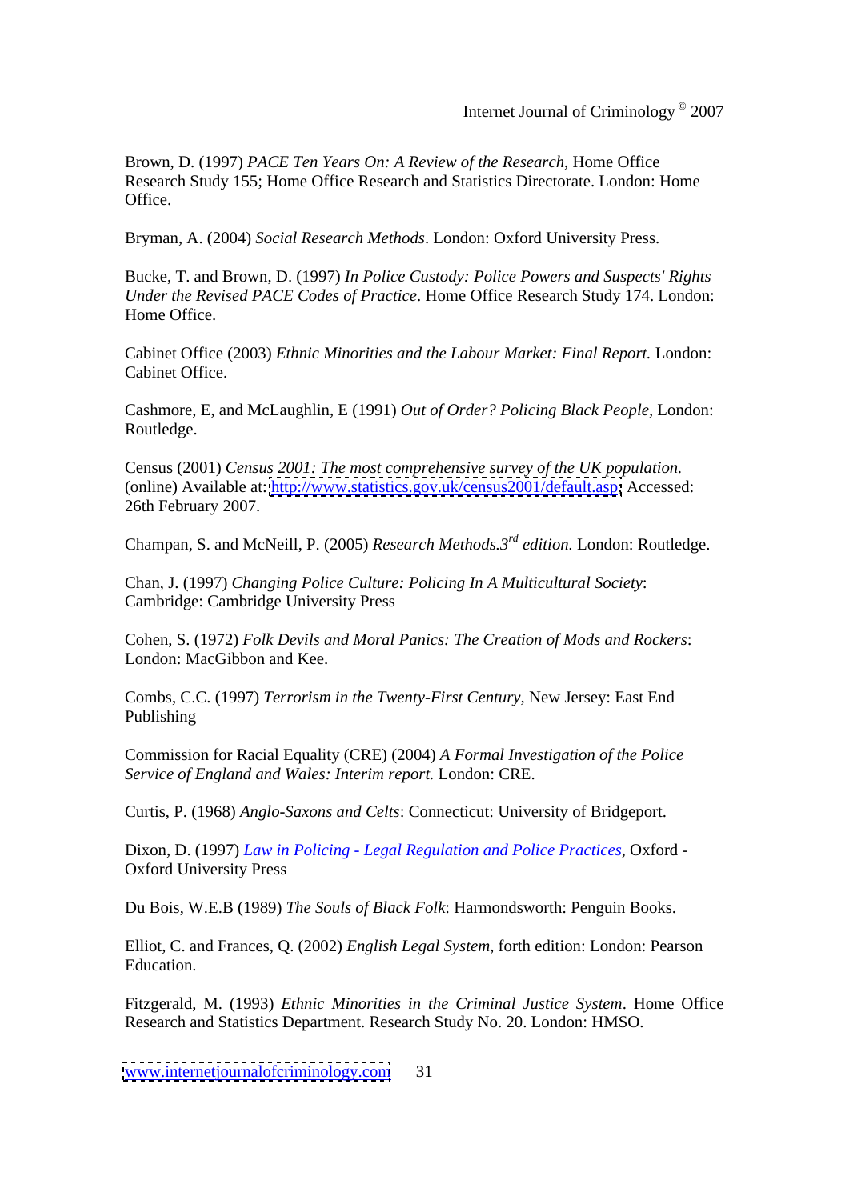Brown, D. (1997) *PACE Ten Years On: A Review of the Research*, Home Office Research Study 155; Home Office Research and Statistics Directorate. London: Home Office.

Bryman, A. (2004) *Social Research Methods*. London: Oxford University Press.

Bucke, T. and Brown, D. (1997) *In Police Custody: Police Powers and Suspects' Rights Under the Revised PACE Codes of Practice*. Home Office Research Study 174. London: Home Office.

Cabinet Office (2003) *Ethnic Minorities and the Labour Market: Final Report.* London: Cabinet Office.

Cashmore, E, and McLaughlin, E (1991) *Out of Order? Policing Black People*, London: Routledge.

Census (2001) *Census 2001: The most comprehensive survey of the UK population.* (online) Available at: http://www.statistics.gov.uk/census2001/default.asp; Accessed: 26th February 2007.

Champan, S. and McNeill, P. (2005) *Research Methods.3rd edition.* London: Routledge.

Chan, J. (1997) *Changing Police Culture: Policing In A Multicultural Society*: Cambridge: Cambridge University Press

Cohen, S. (1972) *Folk Devils and Moral Panics: The Creation of Mods and Rockers*: London: MacGibbon and Kee.

Combs, C.C. (1997) *Terrorism in the Twenty-First Century*, New Jersey: East End Publishing

Commission for Racial Equality (CRE) (2004) *A Formal Investigation of the Police Service of England and Wales: Interim report.* London: CRE.

Curtis, P. (1968) *Anglo-Saxons and Celts*: Connecticut: University of Bridgeport.

Dixon, D. (1997) *Law in Policing - Legal Regulation and Police Practices*, Oxford - Oxford University Press

Du Bois, W.E.B (1989) *The Souls of Black Folk*: Harmondsworth: Penguin Books.

Elliot, C. and Frances, Q. (2002) *English Legal System*, forth edition: London: Pearson Education.

Fitzgerald, M. (1993) *Ethnic Minorities in the Criminal Justice System*. Home Office Research and Statistics Department. Research Study No. 20. London: HMSO.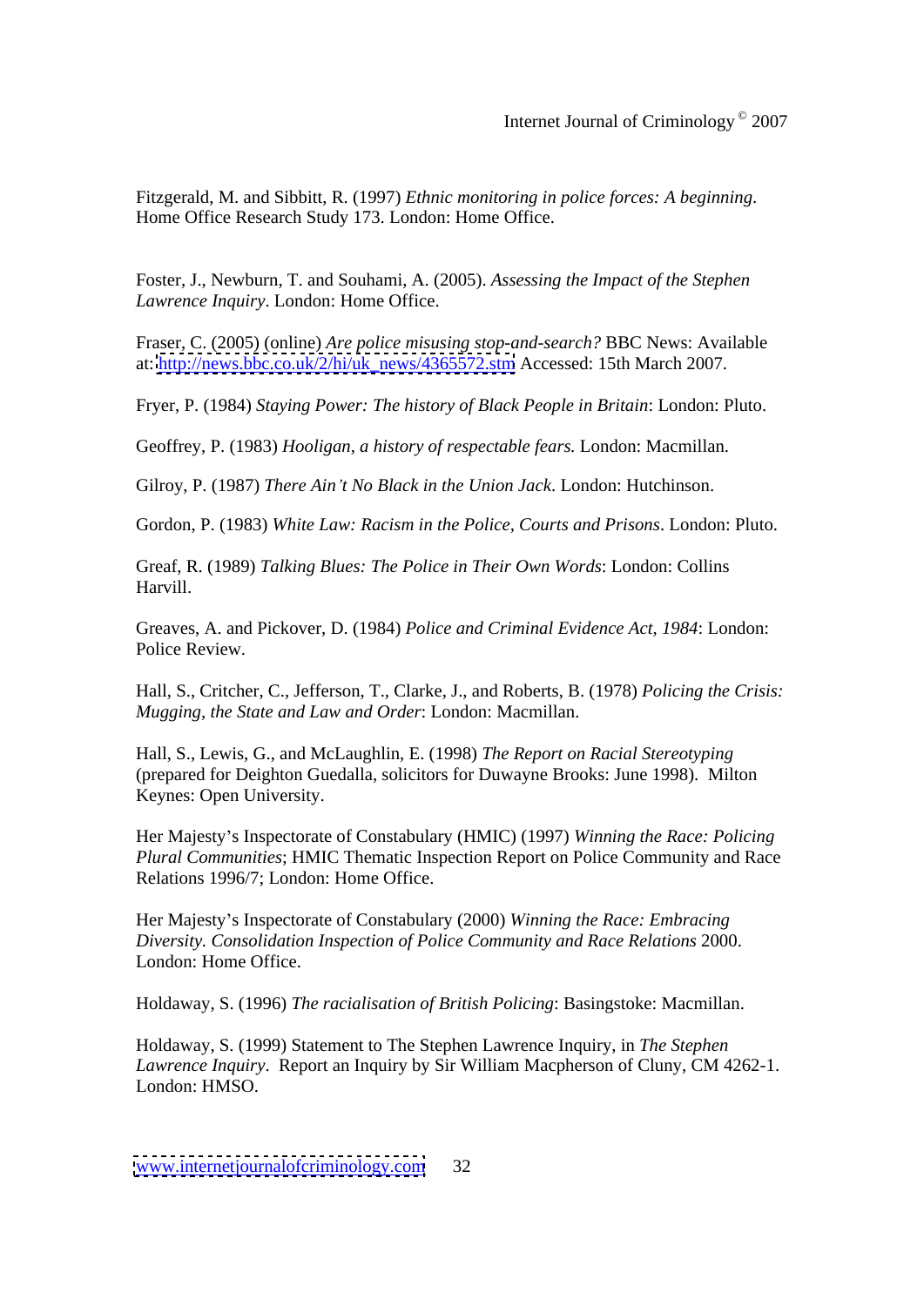Fitzgerald, M. and Sibbitt, R. (1997) *Ethnic monitoring in police forces: A beginning*. Home Office Research Study 173. London: Home Office.

Foster, J., Newburn, T. and Souhami, A. (2005). *Assessing the Impact of the Stephen Lawrence Inquiry*. London: Home Office.

Fraser, C. (2005) (online) *Are police misusing stop-and-search?* BBC News: Available at: http://news.bbc.co.uk/2/hi/uk_news/4365572.stm Accessed: 15th March 2007.

Fryer, P. (1984) *Staying Power: The history of Black People in Britain*: London: Pluto.

Geoffrey, P. (1983) *Hooligan, a history of respectable fears.* London: Macmillan.

Gilroy, P. (1987) *There Ain't No Black in the Union Jack*. London: Hutchinson.

Gordon, P. (1983) *White Law: Racism in the Police, Courts and Prisons*. London: Pluto.

Greaf, R. (1989) *Talking Blues: The Police in Their Own Words*: London: Collins Harvill.

Greaves, A. and Pickover, D. (1984) *Police and Criminal Evidence Act, 1984*: London: Police Review.

Hall, S., Critcher, C., Jefferson, T., Clarke, J., and Roberts, B. (1978) *Policing the Crisis: Mugging, the State and Law and Order*: London: Macmillan.

Hall, S., Lewis, G., and McLaughlin, E. (1998) *The Report on Racial Stereotyping* (prepared for Deighton Guedalla, solicitors for Duwayne Brooks: June 1998). Milton Keynes: Open University.

Her Majesty's Inspectorate of Constabulary (HMIC) (1997) *Winning the Race: Policing Plural Communities*; HMIC Thematic Inspection Report on Police Community and Race Relations 1996/7; London: Home Office.

Her Majesty's Inspectorate of Constabulary (2000) *Winning the Race: Embracing Diversity. Consolidation Inspection of Police Community and Race Relations* 2000. London: Home Office.

Holdaway, S. (1996) *The racialisation of British Policing*: Basingstoke: Macmillan.

Holdaway, S. (1999) Statement to The Stephen Lawrence Inquiry, in *The Stephen Lawrence Inquiry*. Report an Inquiry by Sir William Macpherson of Cluny, CM 4262-1. London: HMSO.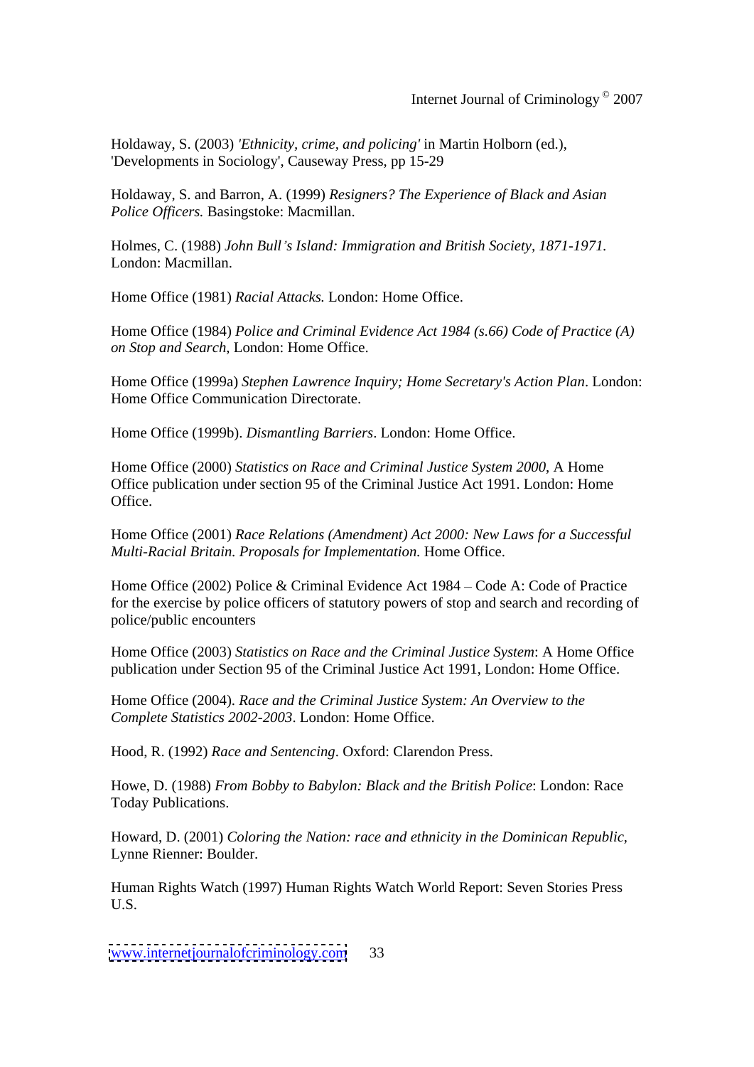Holdaway, S. (2003) *'Ethnicity, crime, and policing'* in Martin Holborn (ed.), 'Developments in Sociology', Causeway Press, pp 15-29

Holdaway, S. and Barron, A. (1999) *Resigners? The Experience of Black and Asian Police Officers.* Basingstoke: Macmillan.

Holmes, C. (1988) *John Bull's Island: Immigration and British Society, 1871-1971.* London: Macmillan.

Home Office (1981) *Racial Attacks.* London: Home Office.

Home Office (1984) *Police and Criminal Evidence Act 1984 (s.66) Code of Practice (A) on Stop and Search*, London: Home Office.

Home Office (1999a) *Stephen Lawrence Inquiry; Home Secretary's Action Plan*. London: Home Office Communication Directorate.

Home Office (1999b). *Dismantling Barriers*. London: Home Office.

Home Office (2000) *Statistics on Race and Criminal Justice System 2000*, A Home Office publication under section 95 of the Criminal Justice Act 1991. London: Home Office.

Home Office (2001) *Race Relations (Amendment) Act 2000: New Laws for a Successful Multi-Racial Britain. Proposals for Implementation.* Home Office.

Home Office (2002) Police & Criminal Evidence Act 1984 – Code A: Code of Practice for the exercise by police officers of statutory powers of stop and search and recording of police/public encounters

Home Office (2003) *Statistics on Race and the Criminal Justice System*: A Home Office publication under Section 95 of the Criminal Justice Act 1991, London: Home Office.

Home Office (2004). *Race and the Criminal Justice System: An Overview to the Complete Statistics 2002-2003*. London: Home Office.

Hood, R. (1992) *Race and Sentencing*. Oxford: Clarendon Press.

Howe, D. (1988) *From Bobby to Babylon: Black and the British Police*: London: Race Today Publications.

Howard, D. (2001) *Coloring the Nation: race and ethnicity in the Dominican Republic*, Lynne Rienner: Boulder.

Human Rights Watch (1997) Human Rights Watch World Report: Seven Stories Press U.S.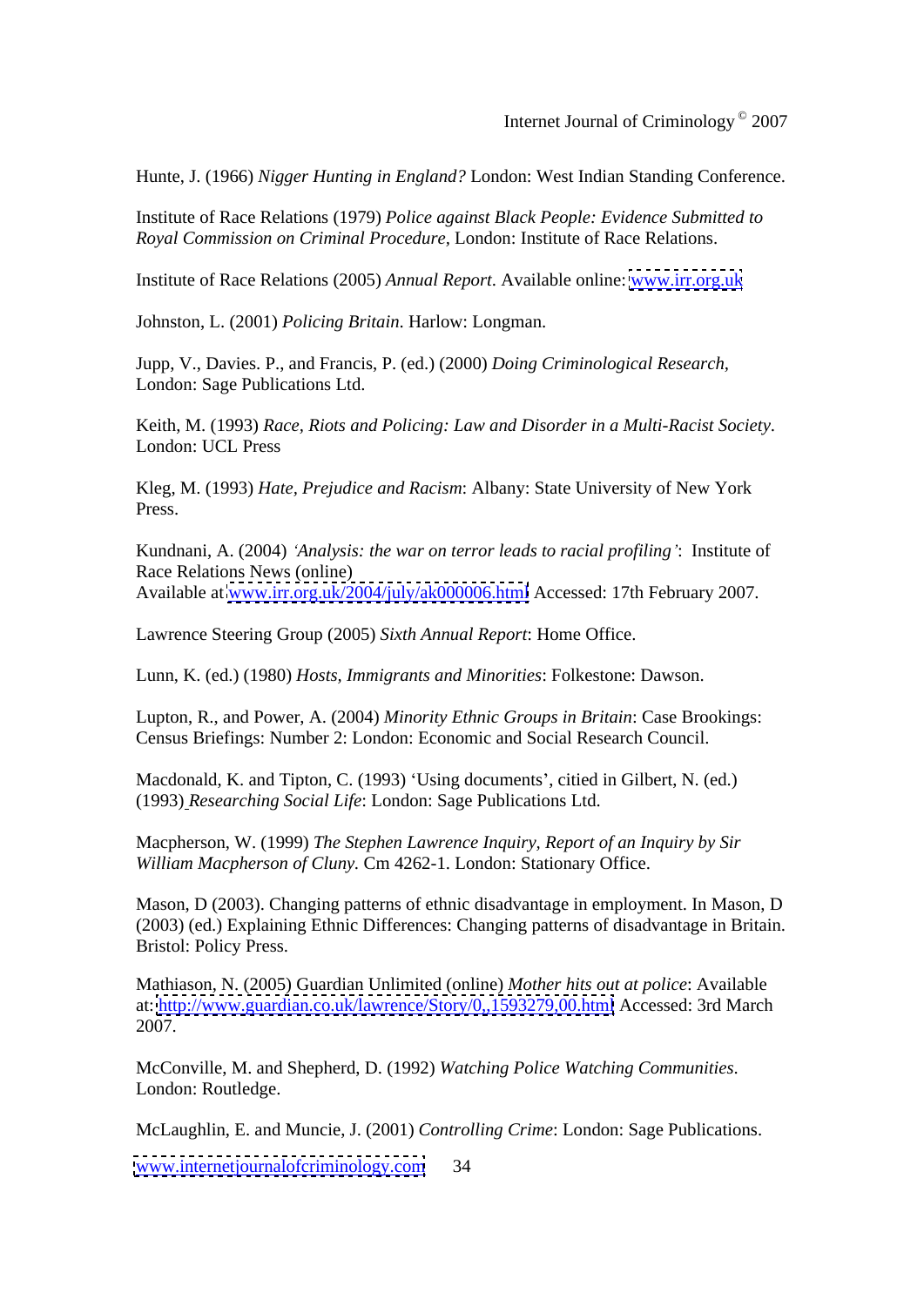Hunte, J. (1966) *Nigger Hunting in England?* London: West Indian Standing Conference.

Institute of Race Relations (1979) *Police against Black People: Evidence Submitted to Royal Commission on Criminal Procedure*, London: Institute of Race Relations.

Institute of Race Relations (2005) *Annual Report*. Available online: www.irr.org.uk

Johnston, L. (2001) *Policing Britain*. Harlow: Longman.

Jupp, V., Davies. P., and Francis, P. (ed.) (2000) *Doing Criminological Research*, London: Sage Publications Ltd.

Keith, M. (1993) *Race, Riots and Policing: Law and Disorder in a Multi-Racist Society*. London: UCL Press

Kleg, M. (1993) *Hate, Prejudice and Racism*: Albany: State University of New York Press.

Kundnani, A. (2004) *'Analysis: the war on terror leads to racial profiling'*: Institute of Race Relations News (online)
Available at www.irr.org.uk/2004/july/ak000006.html Accessed: 17th February 2007.

Lawrence Steering Group (2005) *Sixth Annual Report*: Home Office.

Lunn, K. (ed.) (1980) *Hosts, Immigrants and Minorities*: Folkestone: Dawson.

Lupton, R., and Power, A. (2004) *Minority Ethnic Groups in Britain*: Case Brookings: Census Briefings: Number 2: London: Economic and Social Research Council.

Macdonald, K. and Tipton, C. (1993) 'Using documents', citied in Gilbert, N. (ed.) (1993) *Researching Social Life*: London: Sage Publications Ltd.

Macpherson, W. (1999) *The Stephen Lawrence Inquiry, Report of an Inquiry by Sir William Macpherson of Cluny*. Cm 4262-1. London: Stationary Office.

Mason, D (2003). Changing patterns of ethnic disadvantage in employment. In Mason, D (2003) (ed.) Explaining Ethnic Differences: Changing patterns of disadvantage in Britain. Bristol: Policy Press.

Mathiason, N. (2005) Guardian Unlimited (online) *Mother hits out at police*: Available at: http://www.guardian.co.uk/lawrence/Story/0,,1593279,00.html Accessed: 3rd March 2007.

McConville, M. and Shepherd, D. (1992) *Watching Police Watching Communities*. London: Routledge.

McLaughlin, E. and Muncie, J. (2001) *Controlling Crime*: London: Sage Publications.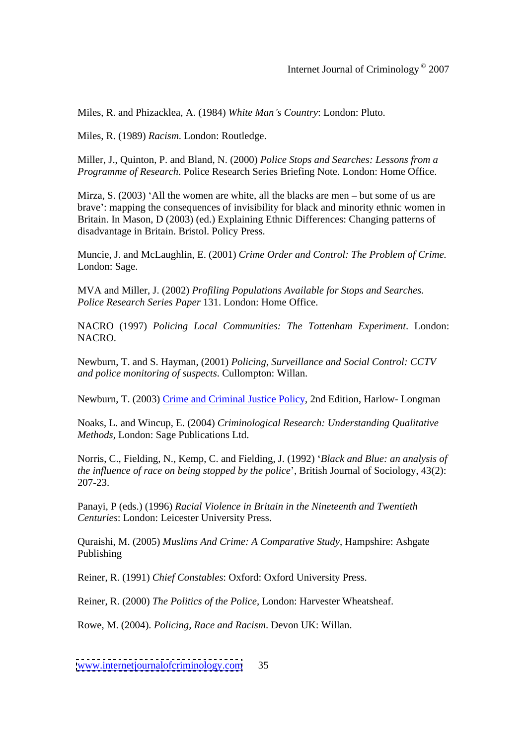Miles, R. and Phizacklea, A. (1984) *White Man's Country*: London: Pluto.

Miles, R. (1989) *Racism*. London: Routledge.

Miller, J., Quinton, P. and Bland, N. (2000) *Police Stops and Searches: Lessons from a Programme of Research*. Police Research Series Briefing Note. London: Home Office.

Mirza, S. (2003) 'All the women are white, all the blacks are men – but some of us are brave': mapping the consequences of invisibility for black and minority ethnic women in Britain. In Mason, D (2003) (ed.) Explaining Ethnic Differences: Changing patterns of disadvantage in Britain. Bristol. Policy Press.

Muncie, J. and McLaughlin, E. (2001) *Crime Order and Control: The Problem of Crime.* London: Sage.

MVA and Miller, J. (2002) *Profiling Populations Available for Stops and Searches. Police Research Series Paper* 131. London: Home Office.

NACRO (1997) *Policing Local Communities: The Tottenham Experiment*. London: NACRO.

Newburn, T. and S. Hayman, (2001) *Policing, Surveillance and Social Control: CCTV and police monitoring of suspects*. Cullompton: Willan.

Newburn, T. (2003) Crime and Criminal Justice Policy, 2nd Edition, Harlow- Longman

Noaks, L. and Wincup, E. (2004) *Criminological Research: Understanding Qualitative Methods*, London: Sage Publications Ltd.

Norris, C., Fielding, N., Kemp, C. and Fielding, J. (1992) '*Black and Blue: an analysis of the influence of race on being stopped by the police*', British Journal of Sociology, 43(2): 207-23.

Panayi, P (eds.) (1996) *Racial Violence in Britain in the Nineteenth and Twentieth Centuries*: London: Leicester University Press.

Quraishi, M. (2005) *Muslims And Crime: A Comparative Study*, Hampshire: Ashgate Publishing

Reiner, R. (1991) *Chief Constables*: Oxford: Oxford University Press.

Reiner, R. (2000) *The Politics of the Police*, London: Harvester Wheatsheaf.

Rowe, M. (2004). *Policing, Race and Racism*. Devon UK: Willan.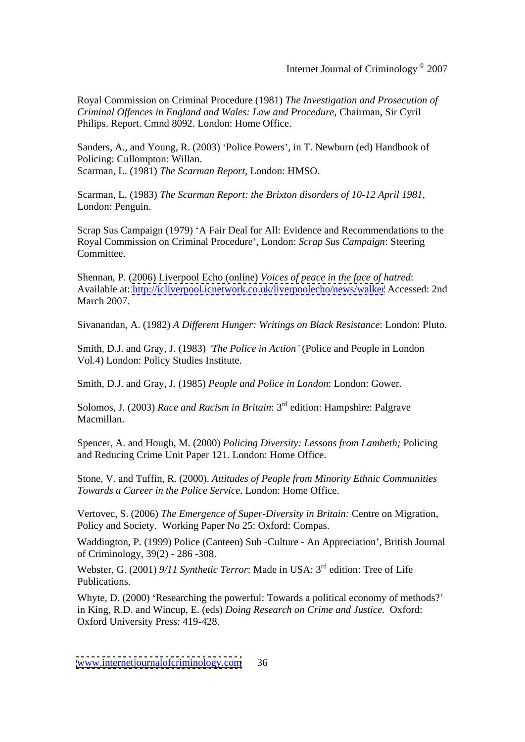Royal Commission on Criminal Procedure (1981) *The Investigation and Prosecution of Criminal Offences in England and Wales: Law and Procedure*, Chairman, Sir Cyril Philips. Report. Cmnd 8092. London: Home Office.

Sanders, A., and Young, R. (2003) 'Police Powers', in T. Newburn (ed) Handbook of Policing: Cullompton: Willan.
Scarman, L. (1981) *The Scarman Report*, London: HMSO.

Scarman, L. (1983) *The Scarman Report: the Brixton disorders of 10-12 April 1981*, London: Penguin.

Scrap Sus Campaign (1979) 'A Fair Deal for All: Evidence and Recommendations to the Royal Commission on Criminal Procedure', London: *Scrap Sus Campaign*: Steering Committee.

Shennan, P. (2006) Liverpool Echo (online) *Voices of peace in the face of hatred*: Available at: http://icliverpool.icnetwork.co.uk/liverpoolecho/news/walker Accessed: 2nd March 2007.

Sivanandan, A. (1982) *A Different Hunger: Writings on Black Resistance*: London: Pluto.

Smith, D.J. and Gray, J. (1983) *'The Police in Action'* (Police and People in London Vol.4) London: Policy Studies Institute.

Smith, D.J. and Gray, J. (1985) *People and Police in London*: London: Gower.

Solomos, J. (2003) *Race and Racism in Britain*: 3rd edition: Hampshire: Palgrave Macmillan.

Spencer, A. and Hough, M. (2000) *Policing Diversity: Lessons from Lambeth;* Policing and Reducing Crime Unit Paper 121. London: Home Office.

Stone, V. and Tuffin, R. (2000). *Attitudes of People from Minority Ethnic Communities Towards a Career in the Police Service*. London: Home Office.

Vertovec, S. (2006) *The Emergence of Super-Diversity in Britain:* Centre on Migration, Policy and Society. Working Paper No 25: Oxford: Compas.

Waddington, P. (1999) Police (Canteen) Sub -Culture - An Appreciation', British Journal of Criminology, 39(2) - 286 -308.

Webster, G. (2001) *9/11 Synthetic Terror*: Made in USA: 3rd edition: Tree of Life Publications.

Whyte, D. (2000) 'Researching the powerful: Towards a political economy of methods?' in King, R.D. and Wincup, E. (eds) *Doing Research on Crime and Justice*. Oxford: Oxford University Press: 419-428.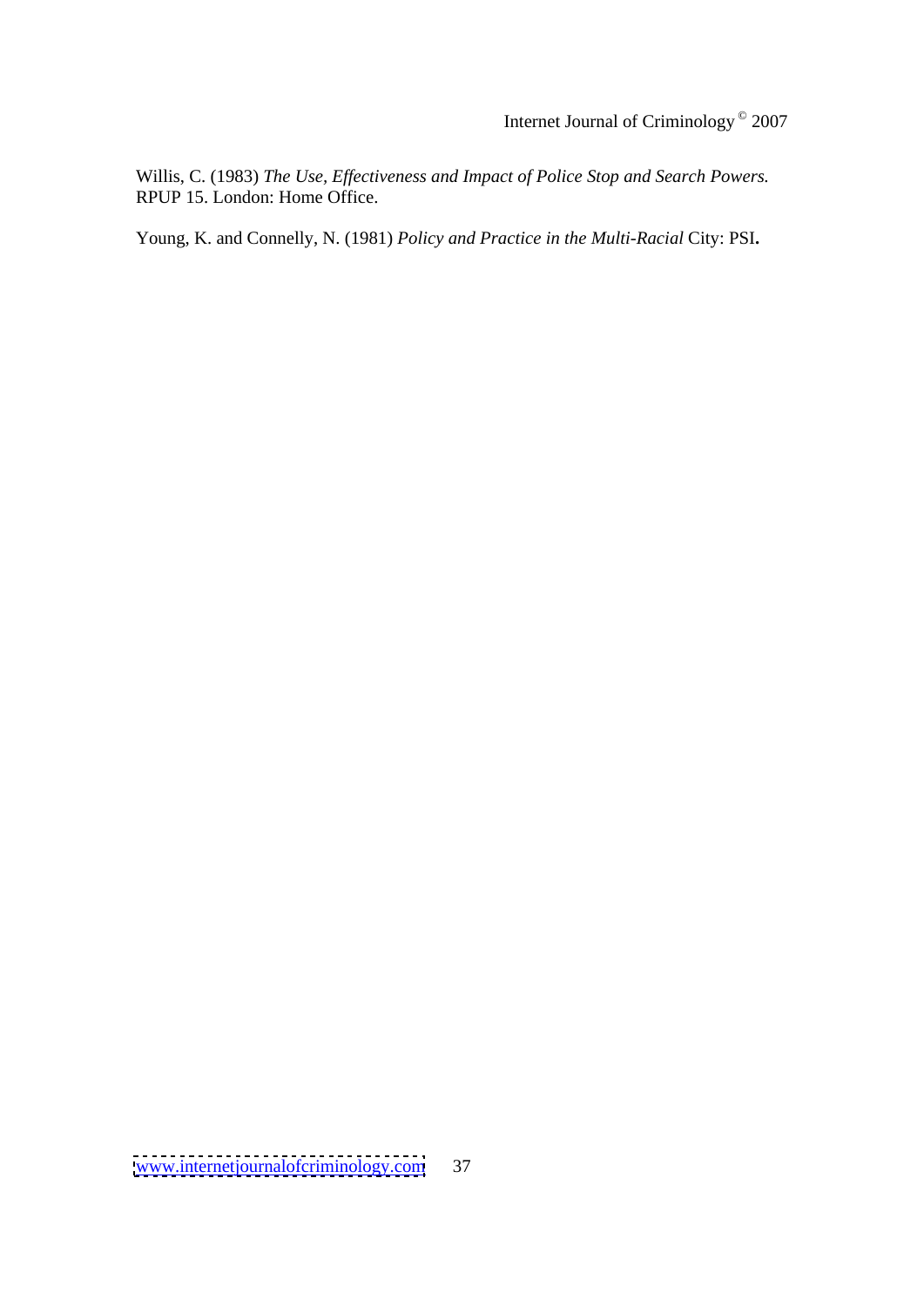Willis, C. (1983) *The Use, Effectiveness and Impact of Police Stop and Search Powers.* RPUP 15. London: Home Office.

Young, K. and Connelly, N. (1981) *Policy and Practice in the Multi-Racial* City: PSI**.**